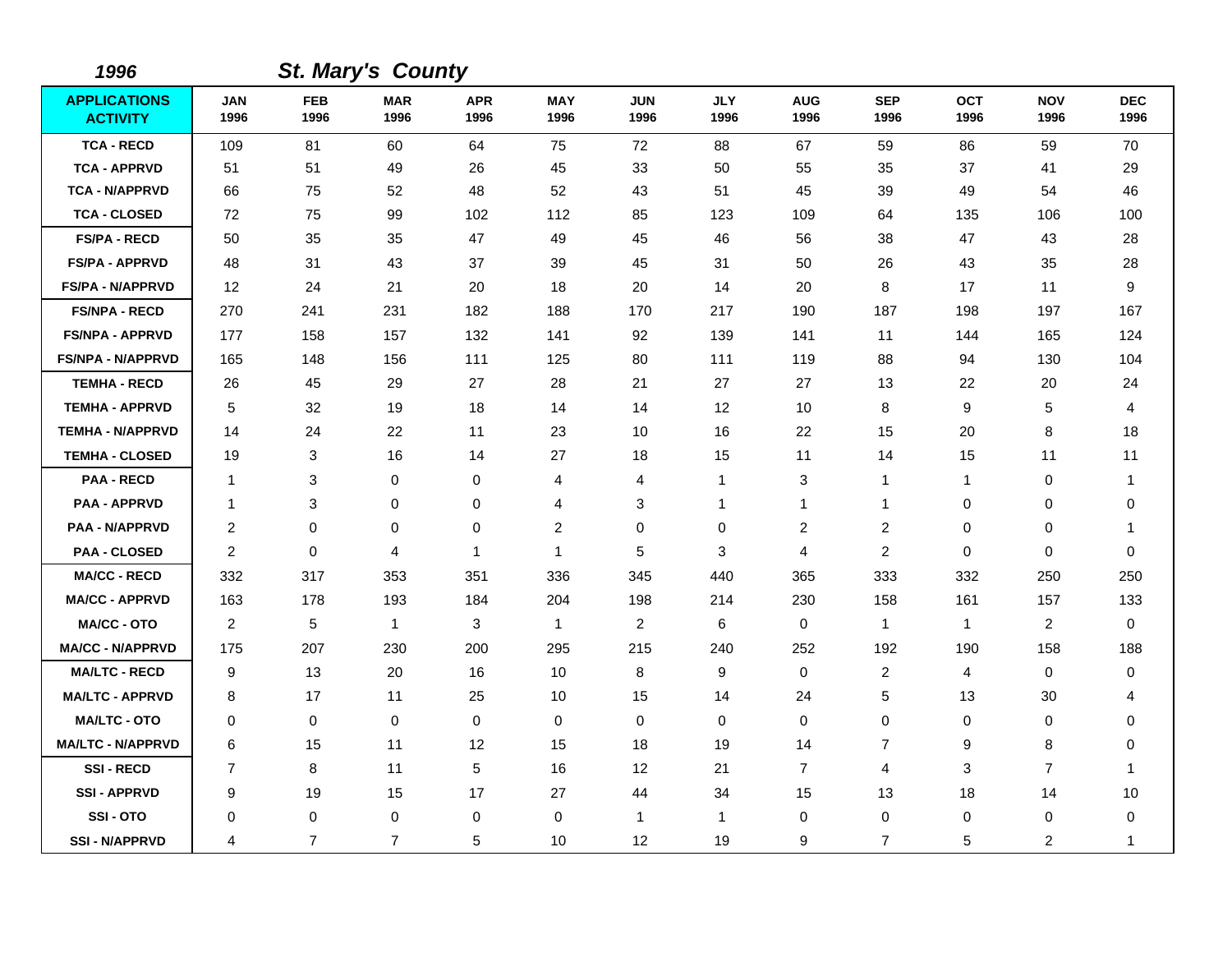*1996* ***St. Mary's County***

| APPLICATIONS ACTIVITY | JAN 1996 | FEB 1996 | MAR 1996 | APR 1996 | MAY 1996 | JUN 1996 | JLY 1996 | AUG 1996 | SEP 1996 | OCT 1996 | NOV 1996 | DEC 1996 |
|---|---|---|---|---|---|---|---|---|---|---|---|---|
| TCA - RECD | 109 | 81 | 60 | 64 | 75 | 72 | 88 | 67 | 59 | 86 | 59 | 70 |
| TCA - APPRVD | 51 | 51 | 49 | 26 | 45 | 33 | 50 | 55 | 35 | 37 | 41 | 29 |
| TCA - N/APPRVD | 66 | 75 | 52 | 48 | 52 | 43 | 51 | 45 | 39 | 49 | 54 | 46 |
| TCA - CLOSED | 72 | 75 | 99 | 102 | 112 | 85 | 123 | 109 | 64 | 135 | 106 | 100 |
| FS/PA - RECD | 50 | 35 | 35 | 47 | 49 | 45 | 46 | 56 | 38 | 47 | 43 | 28 |
| FS/PA - APPRVD | 48 | 31 | 43 | 37 | 39 | 45 | 31 | 50 | 26 | 43 | 35 | 28 |
| FS/PA - N/APPRVD | 12 | 24 | 21 | 20 | 18 | 20 | 14 | 20 | 8 | 17 | 11 | 9 |
| FS/NPA - RECD | 270 | 241 | 231 | 182 | 188 | 170 | 217 | 190 | 187 | 198 | 197 | 167 |
| FS/NPA - APPRVD | 177 | 158 | 157 | 132 | 141 | 92 | 139 | 141 | 11 | 144 | 165 | 124 |
| FS/NPA - N/APPRVD | 165 | 148 | 156 | 111 | 125 | 80 | 111 | 119 | 88 | 94 | 130 | 104 |
| TEMHA - RECD | 26 | 45 | 29 | 27 | 28 | 21 | 27 | 27 | 13 | 22 | 20 | 24 |
| TEMHA - APPRVD | 5 | 32 | 19 | 18 | 14 | 14 | 12 | 10 | 8 | 9 | 5 | 4 |
| TEMHA - N/APPRVD | 14 | 24 | 22 | 11 | 23 | 10 | 16 | 22 | 15 | 20 | 8 | 18 |
| TEMHA - CLOSED | 19 | 3 | 16 | 14 | 27 | 18 | 15 | 11 | 14 | 15 | 11 | 11 |
| PAA - RECD | 1 | 3 | 0 | 0 | 4 | 4 | 1 | 3 | 1 | 1 | 0 | 1 |
| PAA - APPRVD | 1 | 3 | 0 | 0 | 4 | 3 | 1 | 1 | 1 | 0 | 0 | 0 |
| PAA - N/APPRVD | 2 | 0 | 0 | 0 | 2 | 0 | 0 | 2 | 2 | 0 | 0 | 1 |
| PAA - CLOSED | 2 | 0 | 4 | 1 | 1 | 5 | 3 | 4 | 2 | 0 | 0 | 0 |
| MA/CC - RECD | 332 | 317 | 353 | 351 | 336 | 345 | 440 | 365 | 333 | 332 | 250 | 250 |
| MA/CC - APPRVD | 163 | 178 | 193 | 184 | 204 | 198 | 214 | 230 | 158 | 161 | 157 | 133 |
| MA/CC - OTO | 2 | 5 | 1 | 3 | 1 | 2 | 6 | 0 | 1 | 1 | 2 | 0 |
| MA/CC - N/APPRVD | 175 | 207 | 230 | 200 | 295 | 215 | 240 | 252 | 192 | 190 | 158 | 188 |
| MA/LTC - RECD | 9 | 13 | 20 | 16 | 10 | 8 | 9 | 0 | 2 | 4 | 0 | 0 |
| MA/LTC - APPRVD | 8 | 17 | 11 | 25 | 10 | 15 | 14 | 24 | 5 | 13 | 30 | 4 |
| MA/LTC - OTO | 0 | 0 | 0 | 0 | 0 | 0 | 0 | 0 | 0 | 0 | 0 | 0 |
| MA/LTC - N/APPRVD | 6 | 15 | 11 | 12 | 15 | 18 | 19 | 14 | 7 | 9 | 8 | 0 |
| SSI - RECD | 7 | 8 | 11 | 5 | 16 | 12 | 21 | 7 | 4 | 3 | 7 | 1 |
| SSI - APPRVD | 9 | 19 | 15 | 17 | 27 | 44 | 34 | 15 | 13 | 18 | 14 | 10 |
| SSI - OTO | 0 | 0 | 0 | 0 | 0 | 1 | 1 | 0 | 0 | 0 | 0 | 0 |
| SSI - N/APPRVD | 4 | 7 | 7 | 5 | 10 | 12 | 19 | 9 | 7 | 5 | 2 | 1 |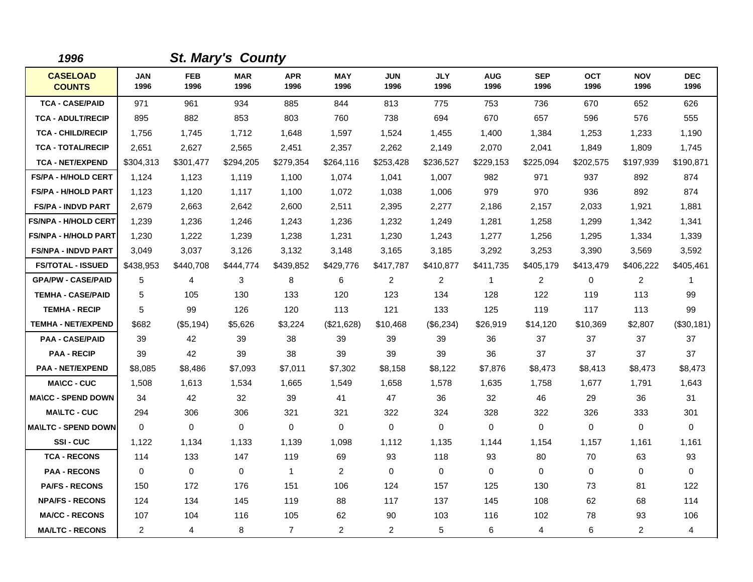**1996** **St. Mary's County**

| CASELOAD COUNTS | JAN 1996 | FEB 1996 | MAR 1996 | APR 1996 | MAY 1996 | JUN 1996 | JLY 1996 | AUG 1996 | SEP 1996 | OCT 1996 | NOV 1996 | DEC 1996 |
|---|---|---|---|---|---|---|---|---|---|---|---|---|
| TCA - CASE/PAID | 971 | 961 | 934 | 885 | 844 | 813 | 775 | 753 | 736 | 670 | 652 | 626 |
| TCA - ADULT/RECIP | 895 | 882 | 853 | 803 | 760 | 738 | 694 | 670 | 657 | 596 | 576 | 555 |
| TCA - CHILD/RECIP | 1,756 | 1,745 | 1,712 | 1,648 | 1,597 | 1,524 | 1,455 | 1,400 | 1,384 | 1,253 | 1,233 | 1,190 |
| TCA - TOTAL/RECIP | 2,651 | 2,627 | 2,565 | 2,451 | 2,357 | 2,262 | 2,149 | 2,070 | 2,041 | 1,849 | 1,809 | 1,745 |
| TCA - NET/EXPEND | $304,313 | $301,477 | $294,205 | $279,354 | $264,116 | $253,428 | $236,527 | $229,153 | $225,094 | $202,575 | $197,939 | $190,871 |
| FS/PA - H/HOLD CERT | 1,124 | 1,123 | 1,119 | 1,100 | 1,074 | 1,041 | 1,007 | 982 | 971 | 937 | 892 | 874 |
| FS/PA - H/HOLD PART | 1,123 | 1,120 | 1,117 | 1,100 | 1,072 | 1,038 | 1,006 | 979 | 970 | 936 | 892 | 874 |
| FS/PA - INDVD PART | 2,679 | 2,663 | 2,642 | 2,600 | 2,511 | 2,395 | 2,277 | 2,186 | 2,157 | 2,033 | 1,921 | 1,881 |
| FS/NPA - H/HOLD CERT | 1,239 | 1,236 | 1,246 | 1,243 | 1,236 | 1,232 | 1,249 | 1,281 | 1,258 | 1,299 | 1,342 | 1,341 |
| FS/NPA - H/HOLD PART | 1,230 | 1,222 | 1,239 | 1,238 | 1,231 | 1,230 | 1,243 | 1,277 | 1,256 | 1,295 | 1,334 | 1,339 |
| FS/NPA - INDVD PART | 3,049 | 3,037 | 3,126 | 3,132 | 3,148 | 3,165 | 3,185 | 3,292 | 3,253 | 3,390 | 3,569 | 3,592 |
| FS/TOTAL - ISSUED | $438,953 | $440,708 | $444,774 | $439,852 | $429,776 | $417,787 | $410,877 | $411,735 | $405,179 | $413,479 | $406,222 | $405,461 |
| GPA/PW - CASE/PAID | 5 | 4 | 3 | 8 | 6 | 2 | 2 | 1 | 2 | 0 | 2 | 1 |
| TEMHA - CASE/PAID | 5 | 105 | 130 | 133 | 120 | 123 | 134 | 128 | 122 | 119 | 113 | 99 |
| TEMHA - RECIP | 5 | 99 | 126 | 120 | 113 | 121 | 133 | 125 | 119 | 117 | 113 | 99 |
| TEMHA - NET/EXPEND | $682 | ($5,194) | $5,626 | $3,224 | ($21,628) | $10,468 | ($6,234) | $26,919 | $14,120 | $10,369 | $2,807 | ($30,181) |
| PAA - CASE/PAID | 39 | 42 | 39 | 38 | 39 | 39 | 39 | 36 | 37 | 37 | 37 | 37 |
| PAA - RECIP | 39 | 42 | 39 | 38 | 39 | 39 | 39 | 36 | 37 | 37 | 37 | 37 |
| PAA - NET/EXPEND | $8,085 | $8,486 | $7,093 | $7,011 | $7,302 | $8,158 | $8,122 | $7,876 | $8,473 | $8,413 | $8,473 | $8,473 |
| MA\CC - CUC | 1,508 | 1,613 | 1,534 | 1,665 | 1,549 | 1,658 | 1,578 | 1,635 | 1,758 | 1,677 | 1,791 | 1,643 |
| MA\CC - SPEND DOWN | 34 | 42 | 32 | 39 | 41 | 47 | 36 | 32 | 46 | 29 | 36 | 31 |
| MA\LTC - CUC | 294 | 306 | 306 | 321 | 321 | 322 | 324 | 328 | 322 | 326 | 333 | 301 |
| MA\LTC - SPEND DOWN | 0 | 0 | 0 | 0 | 0 | 0 | 0 | 0 | 0 | 0 | 0 | 0 |
| SSI - CUC | 1,122 | 1,134 | 1,133 | 1,139 | 1,098 | 1,112 | 1,135 | 1,144 | 1,154 | 1,157 | 1,161 | 1,161 |
| TCA - RECONS | 114 | 133 | 147 | 119 | 69 | 93 | 118 | 93 | 80 | 70 | 63 | 93 |
| PAA - RECONS | 0 | 0 | 0 | 1 | 2 | 0 | 0 | 0 | 0 | 0 | 0 | 0 |
| PA/FS - RECONS | 150 | 172 | 176 | 151 | 106 | 124 | 157 | 125 | 130 | 73 | 81 | 122 |
| NPA/FS - RECONS | 124 | 134 | 145 | 119 | 88 | 117 | 137 | 145 | 108 | 62 | 68 | 114 |
| MA/CC - RECONS | 107 | 104 | 116 | 105 | 62 | 90 | 103 | 116 | 102 | 78 | 93 | 106 |
| MA/LTC - RECONS | 2 | 4 | 8 | 7 | 2 | 2 | 5 | 6 | 4 | 6 | 2 | 4 |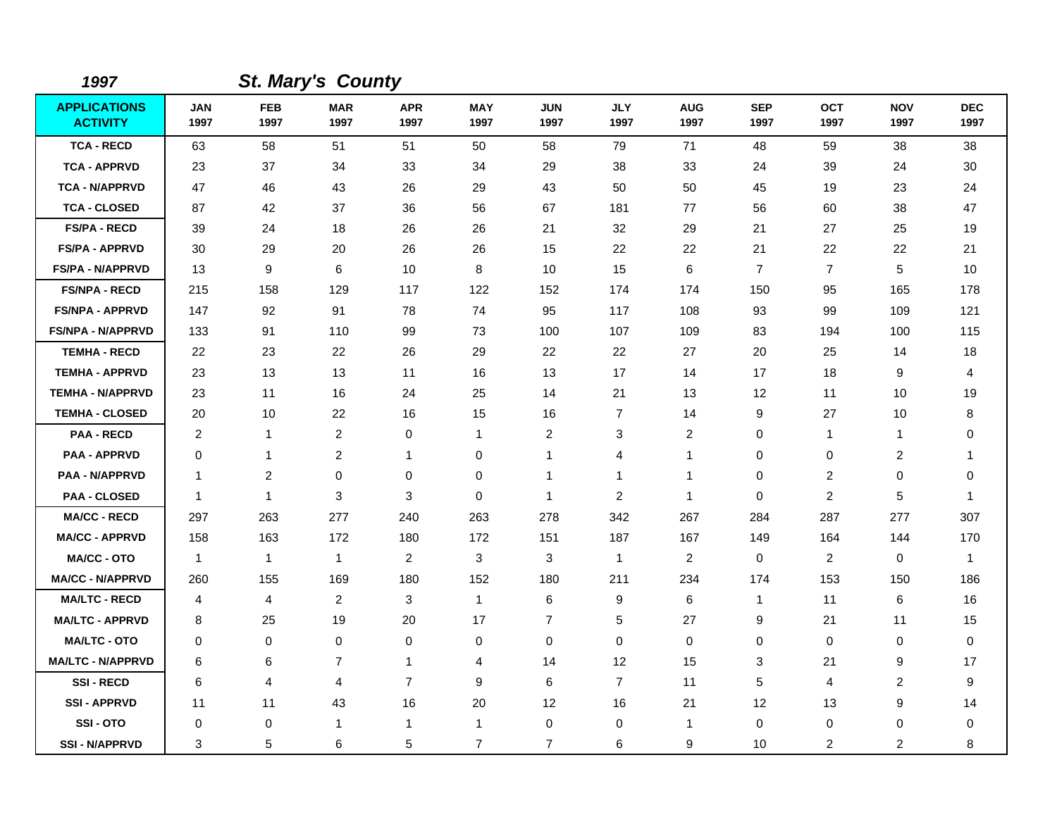*1997* *St. Mary's County*

| APPLICATIONS ACTIVITY | JAN 1997 | FEB 1997 | MAR 1997 | APR 1997 | MAY 1997 | JUN 1997 | JLY 1997 | AUG 1997 | SEP 1997 | OCT 1997 | NOV 1997 | DEC 1997 |
|---|---|---|---|---|---|---|---|---|---|---|---|---|
| TCA - RECD | 63 | 58 | 51 | 51 | 50 | 58 | 79 | 71 | 48 | 59 | 38 | 38 |
| TCA - APPRVD | 23 | 37 | 34 | 33 | 34 | 29 | 38 | 33 | 24 | 39 | 24 | 30 |
| TCA - N/APPRVD | 47 | 46 | 43 | 26 | 29 | 43 | 50 | 50 | 45 | 19 | 23 | 24 |
| TCA - CLOSED | 87 | 42 | 37 | 36 | 56 | 67 | 181 | 77 | 56 | 60 | 38 | 47 |
| FS/PA - RECD | 39 | 24 | 18 | 26 | 26 | 21 | 32 | 29 | 21 | 27 | 25 | 19 |
| FS/PA - APPRVD | 30 | 29 | 20 | 26 | 26 | 15 | 22 | 22 | 21 | 22 | 22 | 21 |
| FS/PA - N/APPRVD | 13 | 9 | 6 | 10 | 8 | 10 | 15 | 6 | 7 | 7 | 5 | 10 |
| FS/NPA - RECD | 215 | 158 | 129 | 117 | 122 | 152 | 174 | 174 | 150 | 95 | 165 | 178 |
| FS/NPA - APPRVD | 147 | 92 | 91 | 78 | 74 | 95 | 117 | 108 | 93 | 99 | 109 | 121 |
| FS/NPA - N/APPRVD | 133 | 91 | 110 | 99 | 73 | 100 | 107 | 109 | 83 | 194 | 100 | 115 |
| TEMHA - RECD | 22 | 23 | 22 | 26 | 29 | 22 | 22 | 27 | 20 | 25 | 14 | 18 |
| TEMHA - APPRVD | 23 | 13 | 13 | 11 | 16 | 13 | 17 | 14 | 17 | 18 | 9 | 4 |
| TEMHA - N/APPRVD | 23 | 11 | 16 | 24 | 25 | 14 | 21 | 13 | 12 | 11 | 10 | 19 |
| TEMHA - CLOSED | 20 | 10 | 22 | 16 | 15 | 16 | 7 | 14 | 9 | 27 | 10 | 8 |
| PAA - RECD | 2 | 1 | 2 | 0 | 1 | 2 | 3 | 2 | 0 | 1 | 1 | 0 |
| PAA - APPRVD | 0 | 1 | 2 | 1 | 0 | 1 | 4 | 1 | 0 | 0 | 2 | 1 |
| PAA - N/APPRVD | 1 | 2 | 0 | 0 | 0 | 1 | 1 | 1 | 0 | 2 | 0 | 0 |
| PAA - CLOSED | 1 | 1 | 3 | 3 | 0 | 1 | 2 | 1 | 0 | 2 | 5 | 1 |
| MA/CC - RECD | 297 | 263 | 277 | 240 | 263 | 278 | 342 | 267 | 284 | 287 | 277 | 307 |
| MA/CC - APPRVD | 158 | 163 | 172 | 180 | 172 | 151 | 187 | 167 | 149 | 164 | 144 | 170 |
| MA/CC - OTO | 1 | 1 | 1 | 2 | 3 | 3 | 1 | 2 | 0 | 2 | 0 | 1 |
| MA/CC - N/APPRVD | 260 | 155 | 169 | 180 | 152 | 180 | 211 | 234 | 174 | 153 | 150 | 186 |
| MA/LTC - RECD | 4 | 4 | 2 | 3 | 1 | 6 | 9 | 6 | 1 | 11 | 6 | 16 |
| MA/LTC - APPRVD | 8 | 25 | 19 | 20 | 17 | 7 | 5 | 27 | 9 | 21 | 11 | 15 |
| MA/LTC - OTO | 0 | 0 | 0 | 0 | 0 | 0 | 0 | 0 | 0 | 0 | 0 | 0 |
| MA/LTC - N/APPRVD | 6 | 6 | 7 | 1 | 4 | 14 | 12 | 15 | 3 | 21 | 9 | 17 |
| SSI - RECD | 6 | 4 | 4 | 7 | 9 | 6 | 7 | 11 | 5 | 4 | 2 | 9 |
| SSI - APPRVD | 11 | 11 | 43 | 16 | 20 | 12 | 16 | 21 | 12 | 13 | 9 | 14 |
| SSI - OTO | 0 | 0 | 1 | 1 | 1 | 0 | 0 | 1 | 0 | 0 | 0 | 0 |
| SSI - N/APPRVD | 3 | 5 | 6 | 5 | 7 | 7 | 6 | 9 | 10 | 2 | 2 | 8 |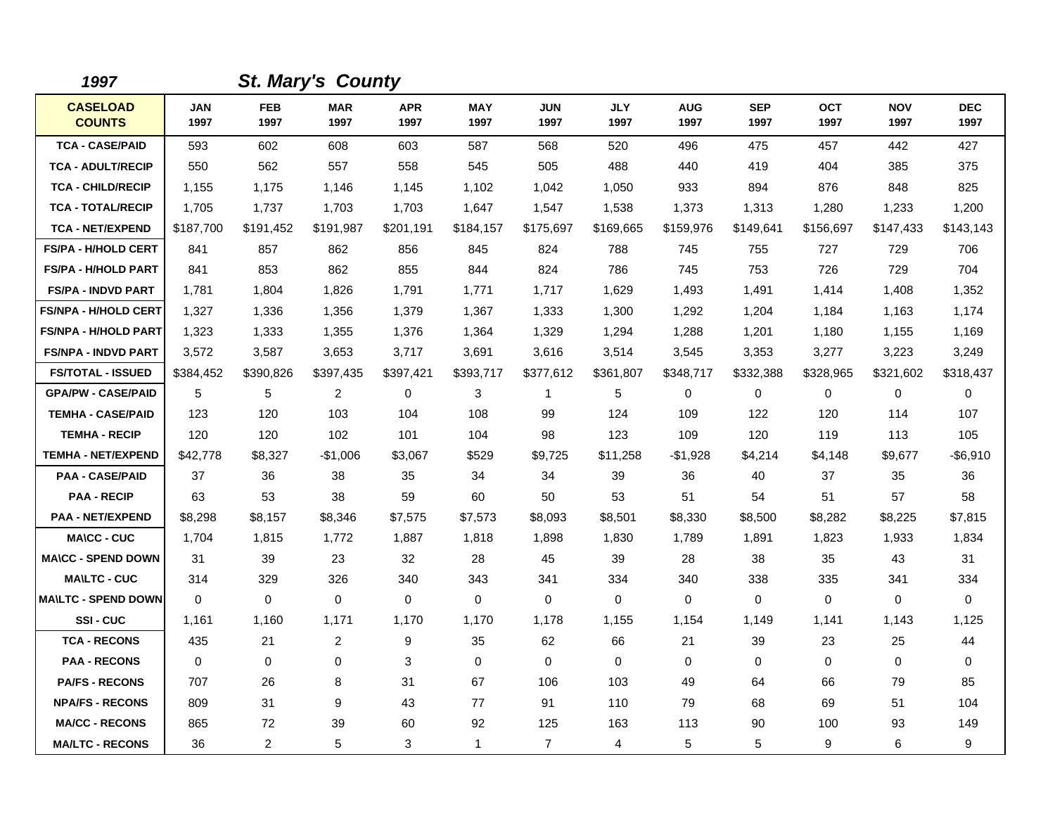**1997** **St. Mary's County**

| CASELOAD COUNTS | JAN 1997 | FEB 1997 | MAR 1997 | APR 1997 | MAY 1997 | JUN 1997 | JLY 1997 | AUG 1997 | SEP 1997 | OCT 1997 | NOV 1997 | DEC 1997 |
|---|---|---|---|---|---|---|---|---|---|---|---|---|
| TCA - CASE/PAID | 593 | 602 | 608 | 603 | 587 | 568 | 520 | 496 | 475 | 457 | 442 | 427 |
| TCA - ADULT/RECIP | 550 | 562 | 557 | 558 | 545 | 505 | 488 | 440 | 419 | 404 | 385 | 375 |
| TCA - CHILD/RECIP | 1,155 | 1,175 | 1,146 | 1,145 | 1,102 | 1,042 | 1,050 | 933 | 894 | 876 | 848 | 825 |
| TCA - TOTAL/RECIP | 1,705 | 1,737 | 1,703 | 1,703 | 1,647 | 1,547 | 1,538 | 1,373 | 1,313 | 1,280 | 1,233 | 1,200 |
| TCA - NET/EXPEND | $187,700 | $191,452 | $191,987 | $201,191 | $184,157 | $175,697 | $169,665 | $159,976 | $149,641 | $156,697 | $147,433 | $143,143 |
| FS/PA - H/HOLD CERT | 841 | 857 | 862 | 856 | 845 | 824 | 788 | 745 | 755 | 727 | 729 | 706 |
| FS/PA - H/HOLD PART | 841 | 853 | 862 | 855 | 844 | 824 | 786 | 745 | 753 | 726 | 729 | 704 |
| FS/PA - INDVD PART | 1,781 | 1,804 | 1,826 | 1,791 | 1,771 | 1,717 | 1,629 | 1,493 | 1,491 | 1,414 | 1,408 | 1,352 |
| FS/NPA - H/HOLD CERT | 1,327 | 1,336 | 1,356 | 1,379 | 1,367 | 1,333 | 1,300 | 1,292 | 1,204 | 1,184 | 1,163 | 1,174 |
| FS/NPA - H/HOLD PART | 1,323 | 1,333 | 1,355 | 1,376 | 1,364 | 1,329 | 1,294 | 1,288 | 1,201 | 1,180 | 1,155 | 1,169 |
| FS/NPA - INDVD PART | 3,572 | 3,587 | 3,653 | 3,717 | 3,691 | 3,616 | 3,514 | 3,545 | 3,353 | 3,277 | 3,223 | 3,249 |
| FS/TOTAL - ISSUED | $384,452 | $390,826 | $397,435 | $397,421 | $393,717 | $377,612 | $361,807 | $348,717 | $332,388 | $328,965 | $321,602 | $318,437 |
| GPA/PW - CASE/PAID | 5 | 5 | 2 | 0 | 3 | 1 | 5 | 0 | 0 | 0 | 0 | 0 |
| TEMHA - CASE/PAID | 123 | 120 | 103 | 104 | 108 | 99 | 124 | 109 | 122 | 120 | 114 | 107 |
| TEMHA - RECIP | 120 | 120 | 102 | 101 | 104 | 98 | 123 | 109 | 120 | 119 | 113 | 105 |
| TEMHA - NET/EXPEND | $42,778 | $8,327 | -$1,006 | $3,067 | $529 | $9,725 | $11,258 | -$1,928 | $4,214 | $4,148 | $9,677 | -$6,910 |
| PAA - CASE/PAID | 37 | 36 | 38 | 35 | 34 | 34 | 39 | 36 | 40 | 37 | 35 | 36 |
| PAA - RECIP | 63 | 53 | 38 | 59 | 60 | 50 | 53 | 51 | 54 | 51 | 57 | 58 |
| PAA - NET/EXPEND | $8,298 | $8,157 | $8,346 | $7,575 | $7,573 | $8,093 | $8,501 | $8,330 | $8,500 | $8,282 | $8,225 | $7,815 |
| MA\CC - CUC | 1,704 | 1,815 | 1,772 | 1,887 | 1,818 | 1,898 | 1,830 | 1,789 | 1,891 | 1,823 | 1,933 | 1,834 |
| MA\CC - SPEND DOWN | 31 | 39 | 23 | 32 | 28 | 45 | 39 | 28 | 38 | 35 | 43 | 31 |
| MA\LTC - CUC | 314 | 329 | 326 | 340 | 343 | 341 | 334 | 340 | 338 | 335 | 341 | 334 |
| MA\LTC - SPEND DOWN | 0 | 0 | 0 | 0 | 0 | 0 | 0 | 0 | 0 | 0 | 0 | 0 |
| SSI - CUC | 1,161 | 1,160 | 1,171 | 1,170 | 1,170 | 1,178 | 1,155 | 1,154 | 1,149 | 1,141 | 1,143 | 1,125 |
| TCA - RECONS | 435 | 21 | 2 | 9 | 35 | 62 | 66 | 21 | 39 | 23 | 25 | 44 |
| PAA - RECONS | 0 | 0 | 0 | 3 | 0 | 0 | 0 | 0 | 0 | 0 | 0 | 0 |
| PA/FS - RECONS | 707 | 26 | 8 | 31 | 67 | 106 | 103 | 49 | 64 | 66 | 79 | 85 |
| NPA/FS - RECONS | 809 | 31 | 9 | 43 | 77 | 91 | 110 | 79 | 68 | 69 | 51 | 104 |
| MA/CC - RECONS | 865 | 72 | 39 | 60 | 92 | 125 | 163 | 113 | 90 | 100 | 93 | 149 |
| MA/LTC - RECONS | 36 | 2 | 5 | 3 | 1 | 7 | 4 | 5 | 5 | 9 | 6 | 9 |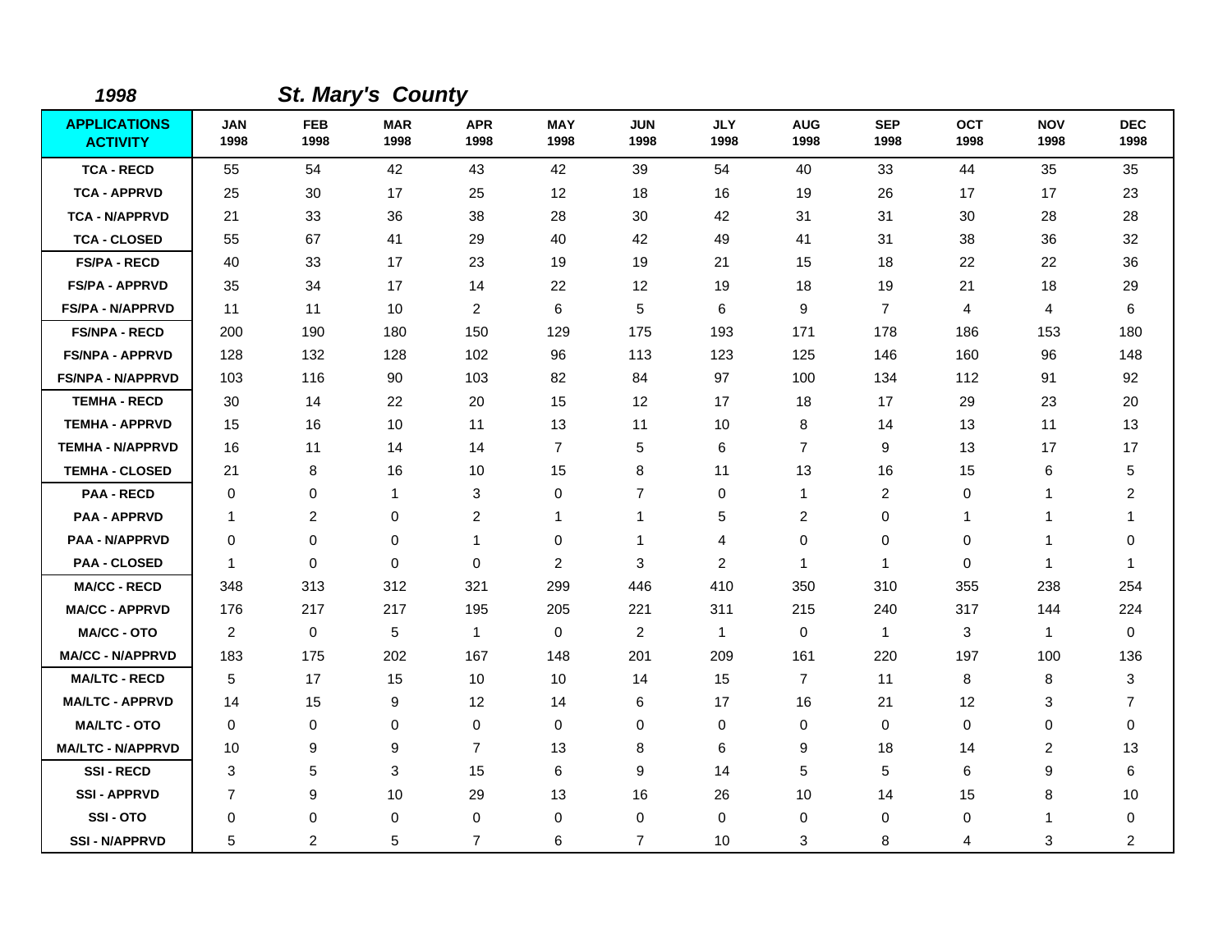*1998* ***St. Mary's County***

| APPLICATIONS ACTIVITY | JAN 1998 | FEB 1998 | MAR 1998 | APR 1998 | MAY 1998 | JUN 1998 | JLY 1998 | AUG 1998 | SEP 1998 | OCT 1998 | NOV 1998 | DEC 1998 |
|---|---|---|---|---|---|---|---|---|---|---|---|---|
| TCA - RECD | 55 | 54 | 42 | 43 | 42 | 39 | 54 | 40 | 33 | 44 | 35 | 35 |
| TCA - APPRVD | 25 | 30 | 17 | 25 | 12 | 18 | 16 | 19 | 26 | 17 | 17 | 23 |
| TCA - N/APPRVD | 21 | 33 | 36 | 38 | 28 | 30 | 42 | 31 | 31 | 30 | 28 | 28 |
| TCA - CLOSED | 55 | 67 | 41 | 29 | 40 | 42 | 49 | 41 | 31 | 38 | 36 | 32 |
| FS/PA - RECD | 40 | 33 | 17 | 23 | 19 | 19 | 21 | 15 | 18 | 22 | 22 | 36 |
| FS/PA - APPRVD | 35 | 34 | 17 | 14 | 22 | 12 | 19 | 18 | 19 | 21 | 18 | 29 |
| FS/PA - N/APPRVD | 11 | 11 | 10 | 2 | 6 | 5 | 6 | 9 | 7 | 4 | 4 | 6 |
| FS/NPA - RECD | 200 | 190 | 180 | 150 | 129 | 175 | 193 | 171 | 178 | 186 | 153 | 180 |
| FS/NPA - APPRVD | 128 | 132 | 128 | 102 | 96 | 113 | 123 | 125 | 146 | 160 | 96 | 148 |
| FS/NPA - N/APPRVD | 103 | 116 | 90 | 103 | 82 | 84 | 97 | 100 | 134 | 112 | 91 | 92 |
| TEMHA - RECD | 30 | 14 | 22 | 20 | 15 | 12 | 17 | 18 | 17 | 29 | 23 | 20 |
| TEMHA - APPRVD | 15 | 16 | 10 | 11 | 13 | 11 | 10 | 8 | 14 | 13 | 11 | 13 |
| TEMHA - N/APPRVD | 16 | 11 | 14 | 14 | 7 | 5 | 6 | 7 | 9 | 13 | 17 | 17 |
| TEMHA - CLOSED | 21 | 8 | 16 | 10 | 15 | 8 | 11 | 13 | 16 | 15 | 6 | 5 |
| PAA - RECD | 0 | 0 | 1 | 3 | 0 | 7 | 0 | 1 | 2 | 0 | 1 | 2 |
| PAA - APPRVD | 1 | 2 | 0 | 2 | 1 | 1 | 5 | 2 | 0 | 1 | 1 | 1 |
| PAA - N/APPRVD | 0 | 0 | 0 | 1 | 0 | 1 | 4 | 0 | 0 | 0 | 1 | 0 |
| PAA - CLOSED | 1 | 0 | 0 | 0 | 2 | 3 | 2 | 1 | 1 | 0 | 1 | 1 |
| MA/CC - RECD | 348 | 313 | 312 | 321 | 299 | 446 | 410 | 350 | 310 | 355 | 238 | 254 |
| MA/CC - APPRVD | 176 | 217 | 217 | 195 | 205 | 221 | 311 | 215 | 240 | 317 | 144 | 224 |
| MA/CC - OTO | 2 | 0 | 5 | 1 | 0 | 2 | 1 | 0 | 1 | 3 | 1 | 0 |
| MA/CC - N/APPRVD | 183 | 175 | 202 | 167 | 148 | 201 | 209 | 161 | 220 | 197 | 100 | 136 |
| MA/LTC - RECD | 5 | 17 | 15 | 10 | 10 | 14 | 15 | 7 | 11 | 8 | 8 | 3 |
| MA/LTC - APPRVD | 14 | 15 | 9 | 12 | 14 | 6 | 17 | 16 | 21 | 12 | 3 | 7 |
| MA/LTC - OTO | 0 | 0 | 0 | 0 | 0 | 0 | 0 | 0 | 0 | 0 | 0 | 0 |
| MA/LTC - N/APPRVD | 10 | 9 | 9 | 7 | 13 | 8 | 6 | 9 | 18 | 14 | 2 | 13 |
| SSI - RECD | 3 | 5 | 3 | 15 | 6 | 9 | 14 | 5 | 5 | 6 | 9 | 6 |
| SSI - APPRVD | 7 | 9 | 10 | 29 | 13 | 16 | 26 | 10 | 14 | 15 | 8 | 10 |
| SSI - OTO | 0 | 0 | 0 | 0 | 0 | 0 | 0 | 0 | 0 | 0 | 1 | 0 |
| SSI - N/APPRVD | 5 | 2 | 5 | 7 | 6 | 7 | 10 | 3 | 8 | 4 | 3 | 2 |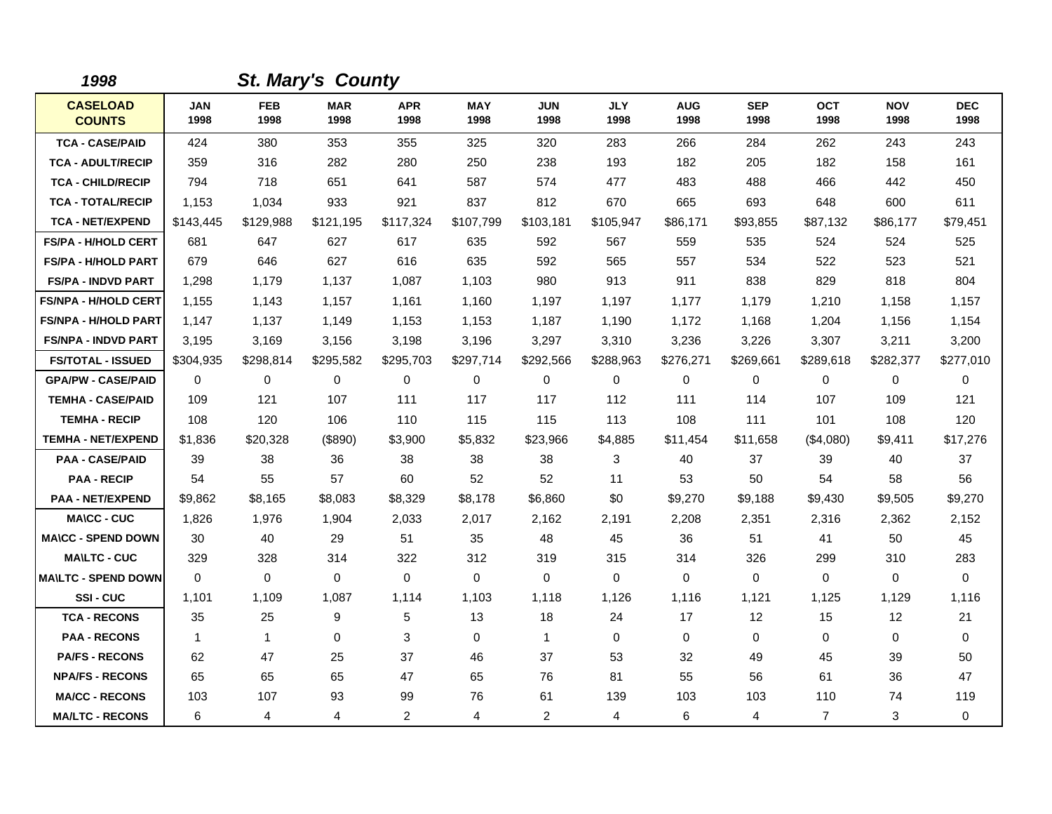## *1998* *St. Mary's County*

| CASELOAD COUNTS | JAN 1998 | FEB 1998 | MAR 1998 | APR 1998 | MAY 1998 | JUN 1998 | JLY 1998 | AUG 1998 | SEP 1998 | OCT 1998 | NOV 1998 | DEC 1998 |
|---|---|---|---|---|---|---|---|---|---|---|---|---|
| TCA - CASE/PAID | 424 | 380 | 353 | 355 | 325 | 320 | 283 | 266 | 284 | 262 | 243 | 243 |
| TCA - ADULT/RECIP | 359 | 316 | 282 | 280 | 250 | 238 | 193 | 182 | 205 | 182 | 158 | 161 |
| TCA - CHILD/RECIP | 794 | 718 | 651 | 641 | 587 | 574 | 477 | 483 | 488 | 466 | 442 | 450 |
| TCA - TOTAL/RECIP | 1,153 | 1,034 | 933 | 921 | 837 | 812 | 670 | 665 | 693 | 648 | 600 | 611 |
| TCA - NET/EXPEND | $143,445 | $129,988 | $121,195 | $117,324 | $107,799 | $103,181 | $105,947 | $86,171 | $93,855 | $87,132 | $86,177 | $79,451 |
| FS/PA - H/HOLD CERT | 681 | 647 | 627 | 617 | 635 | 592 | 567 | 559 | 535 | 524 | 524 | 525 |
| FS/PA - H/HOLD PART | 679 | 646 | 627 | 616 | 635 | 592 | 565 | 557 | 534 | 522 | 523 | 521 |
| FS/PA - INDVD PART | 1,298 | 1,179 | 1,137 | 1,087 | 1,103 | 980 | 913 | 911 | 838 | 829 | 818 | 804 |
| FS/NPA - H/HOLD CERT | 1,155 | 1,143 | 1,157 | 1,161 | 1,160 | 1,197 | 1,197 | 1,177 | 1,179 | 1,210 | 1,158 | 1,157 |
| FS/NPA - H/HOLD PART | 1,147 | 1,137 | 1,149 | 1,153 | 1,153 | 1,187 | 1,190 | 1,172 | 1,168 | 1,204 | 1,156 | 1,154 |
| FS/NPA - INDVD PART | 3,195 | 3,169 | 3,156 | 3,198 | 3,196 | 3,297 | 3,310 | 3,236 | 3,226 | 3,307 | 3,211 | 3,200 |
| FS/TOTAL - ISSUED | $304,935 | $298,814 | $295,582 | $295,703 | $297,714 | $292,566 | $288,963 | $276,271 | $269,661 | $289,618 | $282,377 | $277,010 |
| GPA/PW - CASE/PAID | 0 | 0 | 0 | 0 | 0 | 0 | 0 | 0 | 0 | 0 | 0 | 0 |
| TEMHA - CASE/PAID | 109 | 121 | 107 | 111 | 117 | 117 | 112 | 111 | 114 | 107 | 109 | 121 |
| TEMHA - RECIP | 108 | 120 | 106 | 110 | 115 | 115 | 113 | 108 | 111 | 101 | 108 | 120 |
| TEMHA - NET/EXPEND | $1,836 | $20,328 | ($890) | $3,900 | $5,832 | $23,966 | $4,885 | $11,454 | $11,658 | ($4,080) | $9,411 | $17,276 |
| PAA - CASE/PAID | 39 | 38 | 36 | 38 | 38 | 38 | 3 | 40 | 37 | 39 | 40 | 37 |
| PAA - RECIP | 54 | 55 | 57 | 60 | 52 | 52 | 11 | 53 | 50 | 54 | 58 | 56 |
| PAA - NET/EXPEND | $9,862 | $8,165 | $8,083 | $8,329 | $8,178 | $6,860 | $0 | $9,270 | $9,188 | $9,430 | $9,505 | $9,270 |
| MA\CC - CUC | 1,826 | 1,976 | 1,904 | 2,033 | 2,017 | 2,162 | 2,191 | 2,208 | 2,351 | 2,316 | 2,362 | 2,152 |
| MA\CC - SPEND DOWN | 30 | 40 | 29 | 51 | 35 | 48 | 45 | 36 | 51 | 41 | 50 | 45 |
| MA\LTC - CUC | 329 | 328 | 314 | 322 | 312 | 319 | 315 | 314 | 326 | 299 | 310 | 283 |
| MA\LTC - SPEND DOWN | 0 | 0 | 0 | 0 | 0 | 0 | 0 | 0 | 0 | 0 | 0 | 0 |
| SSI - CUC | 1,101 | 1,109 | 1,087 | 1,114 | 1,103 | 1,118 | 1,126 | 1,116 | 1,121 | 1,125 | 1,129 | 1,116 |
| TCA - RECONS | 35 | 25 | 9 | 5 | 13 | 18 | 24 | 17 | 12 | 15 | 12 | 21 |
| PAA - RECONS | 1 | 1 | 0 | 3 | 0 | 1 | 0 | 0 | 0 | 0 | 0 | 0 |
| PA/FS - RECONS | 62 | 47 | 25 | 37 | 46 | 37 | 53 | 32 | 49 | 45 | 39 | 50 |
| NPA/FS - RECONS | 65 | 65 | 65 | 47 | 65 | 76 | 81 | 55 | 56 | 61 | 36 | 47 |
| MA/CC - RECONS | 103 | 107 | 93 | 99 | 76 | 61 | 139 | 103 | 103 | 110 | 74 | 119 |
| MA/LTC - RECONS | 6 | 4 | 4 | 2 | 4 | 2 | 4 | 6 | 4 | 7 | 3 | 0 |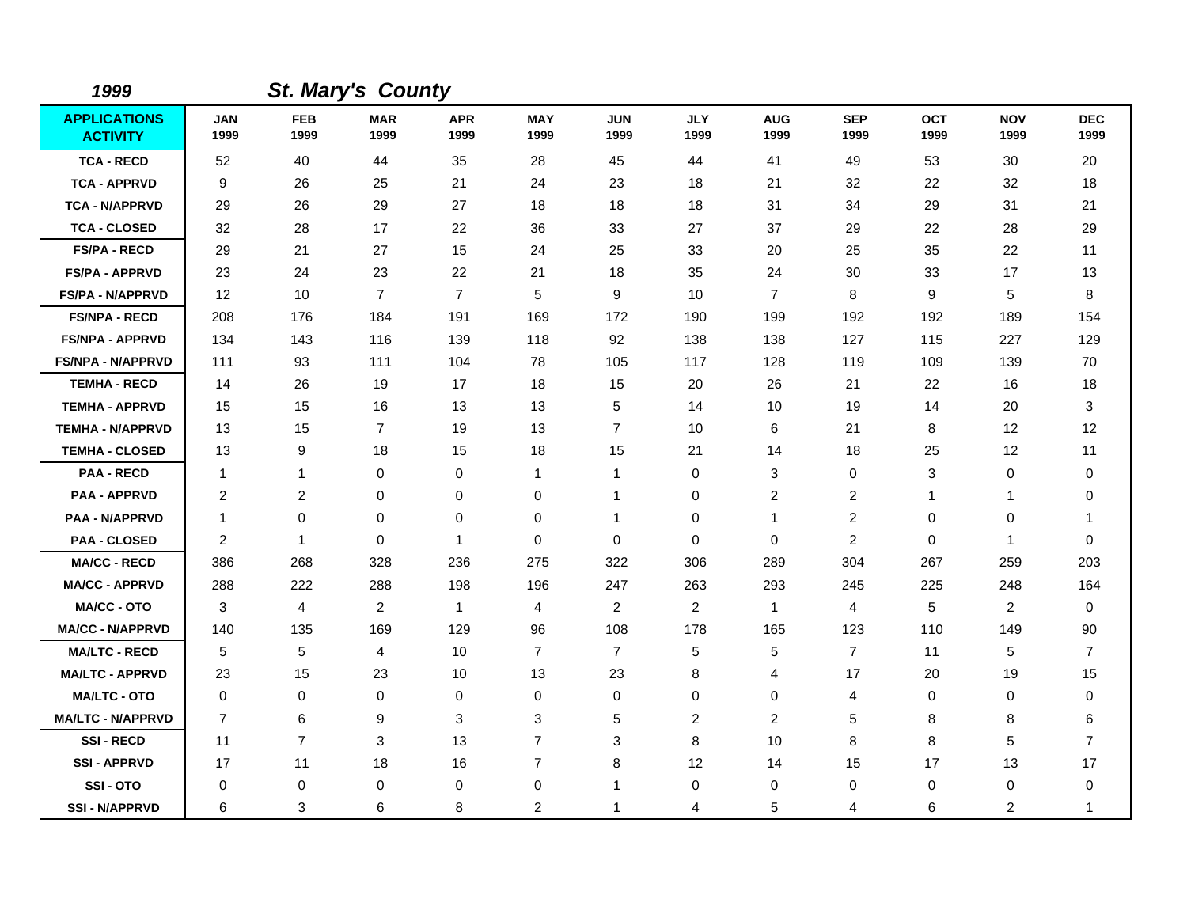*1999* *St. Mary's County*

| APPLICATIONS ACTIVITY | JAN 1999 | FEB 1999 | MAR 1999 | APR 1999 | MAY 1999 | JUN 1999 | JLY 1999 | AUG 1999 | SEP 1999 | OCT 1999 | NOV 1999 | DEC 1999 |
|---|---|---|---|---|---|---|---|---|---|---|---|---|
| TCA - RECD | 52 | 40 | 44 | 35 | 28 | 45 | 44 | 41 | 49 | 53 | 30 | 20 |
| TCA - APPRVD | 9 | 26 | 25 | 21 | 24 | 23 | 18 | 21 | 32 | 22 | 32 | 18 |
| TCA - N/APPRVD | 29 | 26 | 29 | 27 | 18 | 18 | 18 | 31 | 34 | 29 | 31 | 21 |
| TCA - CLOSED | 32 | 28 | 17 | 22 | 36 | 33 | 27 | 37 | 29 | 22 | 28 | 29 |
| FS/PA - RECD | 29 | 21 | 27 | 15 | 24 | 25 | 33 | 20 | 25 | 35 | 22 | 11 |
| FS/PA - APPRVD | 23 | 24 | 23 | 22 | 21 | 18 | 35 | 24 | 30 | 33 | 17 | 13 |
| FS/PA - N/APPRVD | 12 | 10 | 7 | 7 | 5 | 9 | 10 | 7 | 8 | 9 | 5 | 8 |
| FS/NPA - RECD | 208 | 176 | 184 | 191 | 169 | 172 | 190 | 199 | 192 | 192 | 189 | 154 |
| FS/NPA - APPRVD | 134 | 143 | 116 | 139 | 118 | 92 | 138 | 138 | 127 | 115 | 227 | 129 |
| FS/NPA - N/APPRVD | 111 | 93 | 111 | 104 | 78 | 105 | 117 | 128 | 119 | 109 | 139 | 70 |
| TEMHA - RECD | 14 | 26 | 19 | 17 | 18 | 15 | 20 | 26 | 21 | 22 | 16 | 18 |
| TEMHA - APPRVD | 15 | 15 | 16 | 13 | 13 | 5 | 14 | 10 | 19 | 14 | 20 | 3 |
| TEMHA - N/APPRVD | 13 | 15 | 7 | 19 | 13 | 7 | 10 | 6 | 21 | 8 | 12 | 12 |
| TEMHA - CLOSED | 13 | 9 | 18 | 15 | 18 | 15 | 21 | 14 | 18 | 25 | 12 | 11 |
| PAA - RECD | 1 | 1 | 0 | 0 | 1 | 1 | 0 | 3 | 0 | 3 | 0 | 0 |
| PAA - APPRVD | 2 | 2 | 0 | 0 | 0 | 1 | 0 | 2 | 2 | 1 | 1 | 0 |
| PAA - N/APPRVD | 1 | 0 | 0 | 0 | 0 | 1 | 0 | 1 | 2 | 0 | 0 | 1 |
| PAA - CLOSED | 2 | 1 | 0 | 1 | 0 | 0 | 0 | 0 | 2 | 0 | 1 | 0 |
| MA/CC - RECD | 386 | 268 | 328 | 236 | 275 | 322 | 306 | 289 | 304 | 267 | 259 | 203 |
| MA/CC - APPRVD | 288 | 222 | 288 | 198 | 196 | 247 | 263 | 293 | 245 | 225 | 248 | 164 |
| MA/CC - OTO | 3 | 4 | 2 | 1 | 4 | 2 | 2 | 1 | 4 | 5 | 2 | 0 |
| MA/CC - N/APPRVD | 140 | 135 | 169 | 129 | 96 | 108 | 178 | 165 | 123 | 110 | 149 | 90 |
| MA/LTC - RECD | 5 | 5 | 4 | 10 | 7 | 7 | 5 | 5 | 7 | 11 | 5 | 7 |
| MA/LTC - APPRVD | 23 | 15 | 23 | 10 | 13 | 23 | 8 | 4 | 17 | 20 | 19 | 15 |
| MA/LTC - OTO | 0 | 0 | 0 | 0 | 0 | 0 | 0 | 0 | 4 | 0 | 0 | 0 |
| MA/LTC - N/APPRVD | 7 | 6 | 9 | 3 | 3 | 5 | 2 | 2 | 5 | 8 | 8 | 6 |
| SSI - RECD | 11 | 7 | 3 | 13 | 7 | 3 | 8 | 10 | 8 | 8 | 5 | 7 |
| SSI - APPRVD | 17 | 11 | 18 | 16 | 7 | 8 | 12 | 14 | 15 | 17 | 13 | 17 |
| SSI - OTO | 0 | 0 | 0 | 0 | 0 | 1 | 0 | 0 | 0 | 0 | 0 | 0 |
| SSI - N/APPRVD | 6 | 3 | 6 | 8 | 2 | 1 | 4 | 5 | 4 | 6 | 2 | 1 |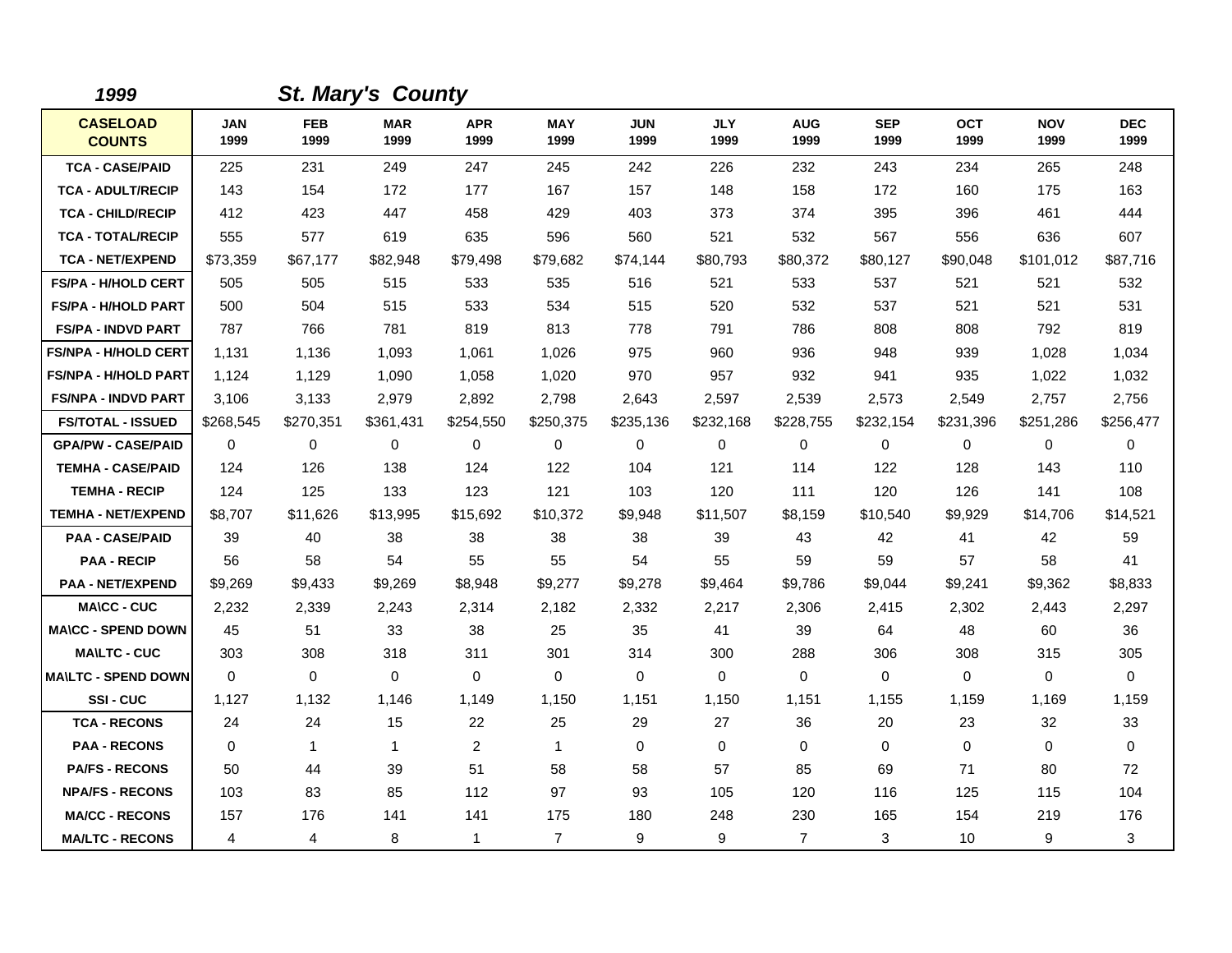*1999* *St. Mary's County*

| CASELOAD COUNTS | JAN 1999 | FEB 1999 | MAR 1999 | APR 1999 | MAY 1999 | JUN 1999 | JLY 1999 | AUG 1999 | SEP 1999 | OCT 1999 | NOV 1999 | DEC 1999 |
|---|---|---|---|---|---|---|---|---|---|---|---|---|
| TCA - CASE/PAID | 225 | 231 | 249 | 247 | 245 | 242 | 226 | 232 | 243 | 234 | 265 | 248 |
| TCA - ADULT/RECIP | 143 | 154 | 172 | 177 | 167 | 157 | 148 | 158 | 172 | 160 | 175 | 163 |
| TCA - CHILD/RECIP | 412 | 423 | 447 | 458 | 429 | 403 | 373 | 374 | 395 | 396 | 461 | 444 |
| TCA - TOTAL/RECIP | 555 | 577 | 619 | 635 | 596 | 560 | 521 | 532 | 567 | 556 | 636 | 607 |
| TCA - NET/EXPEND | $73,359 | $67,177 | $82,948 | $79,498 | $79,682 | $74,144 | $80,793 | $80,372 | $80,127 | $90,048 | $101,012 | $87,716 |
| FS/PA - H/HOLD CERT | 505 | 505 | 515 | 533 | 535 | 516 | 521 | 533 | 537 | 521 | 521 | 532 |
| FS/PA - H/HOLD PART | 500 | 504 | 515 | 533 | 534 | 515 | 520 | 532 | 537 | 521 | 521 | 531 |
| FS/PA - INDVD PART | 787 | 766 | 781 | 819 | 813 | 778 | 791 | 786 | 808 | 808 | 792 | 819 |
| FS/NPA - H/HOLD CERT | 1,131 | 1,136 | 1,093 | 1,061 | 1,026 | 975 | 960 | 936 | 948 | 939 | 1,028 | 1,034 |
| FS/NPA - H/HOLD PART | 1,124 | 1,129 | 1,090 | 1,058 | 1,020 | 970 | 957 | 932 | 941 | 935 | 1,022 | 1,032 |
| FS/NPA - INDVD PART | 3,106 | 3,133 | 2,979 | 2,892 | 2,798 | 2,643 | 2,597 | 2,539 | 2,573 | 2,549 | 2,757 | 2,756 |
| FS/TOTAL - ISSUED | $268,545 | $270,351 | $361,431 | $254,550 | $250,375 | $235,136 | $232,168 | $228,755 | $232,154 | $231,396 | $251,286 | $256,477 |
| GPA/PW - CASE/PAID | 0 | 0 | 0 | 0 | 0 | 0 | 0 | 0 | 0 | 0 | 0 | 0 |
| TEMHA - CASE/PAID | 124 | 126 | 138 | 124 | 122 | 104 | 121 | 114 | 122 | 128 | 143 | 110 |
| TEMHA - RECIP | 124 | 125 | 133 | 123 | 121 | 103 | 120 | 111 | 120 | 126 | 141 | 108 |
| TEMHA - NET/EXPEND | $8,707 | $11,626 | $13,995 | $15,692 | $10,372 | $9,948 | $11,507 | $8,159 | $10,540 | $9,929 | $14,706 | $14,521 |
| PAA - CASE/PAID | 39 | 40 | 38 | 38 | 38 | 38 | 39 | 43 | 42 | 41 | 42 | 59 |
| PAA - RECIP | 56 | 58 | 54 | 55 | 55 | 54 | 55 | 59 | 59 | 57 | 58 | 41 |
| PAA - NET/EXPEND | $9,269 | $9,433 | $9,269 | $8,948 | $9,277 | $9,278 | $9,464 | $9,786 | $9,044 | $9,241 | $9,362 | $8,833 |
| MA\CC - CUC | 2,232 | 2,339 | 2,243 | 2,314 | 2,182 | 2,332 | 2,217 | 2,306 | 2,415 | 2,302 | 2,443 | 2,297 |
| MA\CC - SPEND DOWN | 45 | 51 | 33 | 38 | 25 | 35 | 41 | 39 | 64 | 48 | 60 | 36 |
| MA\LTC - CUC | 303 | 308 | 318 | 311 | 301 | 314 | 300 | 288 | 306 | 308 | 315 | 305 |
| MA\LTC - SPEND DOWN | 0 | 0 | 0 | 0 | 0 | 0 | 0 | 0 | 0 | 0 | 0 | 0 |
| SSI - CUC | 1,127 | 1,132 | 1,146 | 1,149 | 1,150 | 1,151 | 1,150 | 1,151 | 1,155 | 1,159 | 1,169 | 1,159 |
| TCA - RECONS | 24 | 24 | 15 | 22 | 25 | 29 | 27 | 36 | 20 | 23 | 32 | 33 |
| PAA - RECONS | 0 | 1 | 1 | 2 | 1 | 0 | 0 | 0 | 0 | 0 | 0 | 0 |
| PA/FS - RECONS | 50 | 44 | 39 | 51 | 58 | 58 | 57 | 85 | 69 | 71 | 80 | 72 |
| NPA/FS - RECONS | 103 | 83 | 85 | 112 | 97 | 93 | 105 | 120 | 116 | 125 | 115 | 104 |
| MA/CC - RECONS | 157 | 176 | 141 | 141 | 175 | 180 | 248 | 230 | 165 | 154 | 219 | 176 |
| MA/LTC - RECONS | 4 | 4 | 8 | 1 | 7 | 9 | 9 | 7 | 3 | 10 | 9 | 3 |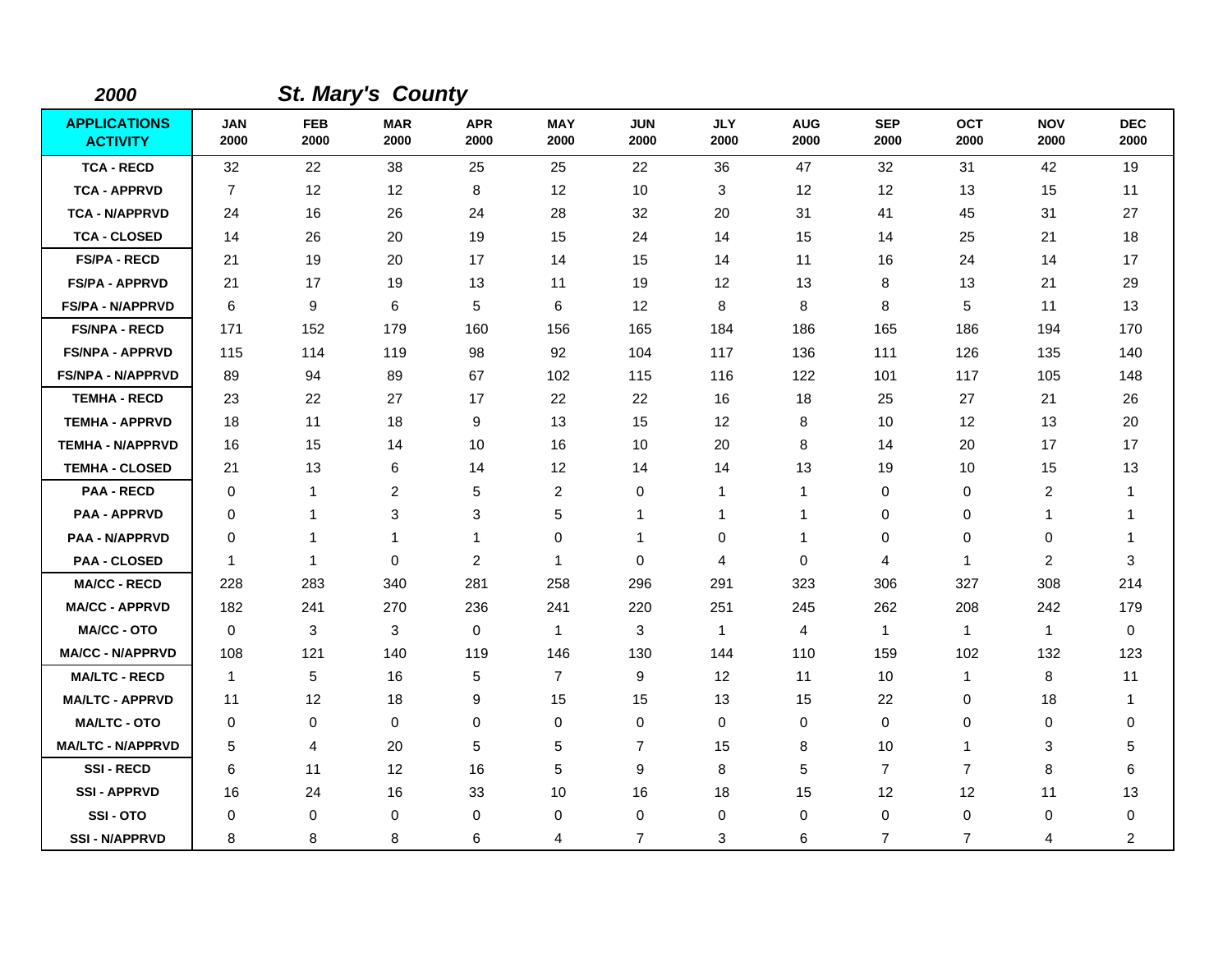**2000** **St. Mary's County**

| APPLICATIONS ACTIVITY | JAN 2000 | FEB 2000 | MAR 2000 | APR 2000 | MAY 2000 | JUN 2000 | JLY 2000 | AUG 2000 | SEP 2000 | OCT 2000 | NOV 2000 | DEC 2000 |
|---|---|---|---|---|---|---|---|---|---|---|---|---|
| TCA - RECD | 32 | 22 | 38 | 25 | 25 | 22 | 36 | 47 | 32 | 31 | 42 | 19 |
| TCA - APPRVD | 7 | 12 | 12 | 8 | 12 | 10 | 3 | 12 | 12 | 13 | 15 | 11 |
| TCA - N/APPRVD | 24 | 16 | 26 | 24 | 28 | 32 | 20 | 31 | 41 | 45 | 31 | 27 |
| TCA - CLOSED | 14 | 26 | 20 | 19 | 15 | 24 | 14 | 15 | 14 | 25 | 21 | 18 |
| FS/PA - RECD | 21 | 19 | 20 | 17 | 14 | 15 | 14 | 11 | 16 | 24 | 14 | 17 |
| FS/PA - APPRVD | 21 | 17 | 19 | 13 | 11 | 19 | 12 | 13 | 8 | 13 | 21 | 29 |
| FS/PA - N/APPRVD | 6 | 9 | 6 | 5 | 6 | 12 | 8 | 8 | 8 | 5 | 11 | 13 |
| FS/NPA - RECD | 171 | 152 | 179 | 160 | 156 | 165 | 184 | 186 | 165 | 186 | 194 | 170 |
| FS/NPA - APPRVD | 115 | 114 | 119 | 98 | 92 | 104 | 117 | 136 | 111 | 126 | 135 | 140 |
| FS/NPA - N/APPRVD | 89 | 94 | 89 | 67 | 102 | 115 | 116 | 122 | 101 | 117 | 105 | 148 |
| TEMHA - RECD | 23 | 22 | 27 | 17 | 22 | 22 | 16 | 18 | 25 | 27 | 21 | 26 |
| TEMHA - APPRVD | 18 | 11 | 18 | 9 | 13 | 15 | 12 | 8 | 10 | 12 | 13 | 20 |
| TEMHA - N/APPRVD | 16 | 15 | 14 | 10 | 16 | 10 | 20 | 8 | 14 | 20 | 17 | 17 |
| TEMHA - CLOSED | 21 | 13 | 6 | 14 | 12 | 14 | 14 | 13 | 19 | 10 | 15 | 13 |
| PAA - RECD | 0 | 1 | 2 | 5 | 2 | 0 | 1 | 1 | 0 | 0 | 2 | 1 |
| PAA - APPRVD | 0 | 1 | 3 | 3 | 5 | 1 | 1 | 1 | 0 | 0 | 1 | 1 |
| PAA - N/APPRVD | 0 | 1 | 1 | 1 | 0 | 1 | 0 | 1 | 0 | 0 | 0 | 1 |
| PAA - CLOSED | 1 | 1 | 0 | 2 | 1 | 0 | 4 | 0 | 4 | 1 | 2 | 3 |
| MA/CC - RECD | 228 | 283 | 340 | 281 | 258 | 296 | 291 | 323 | 306 | 327 | 308 | 214 |
| MA/CC - APPRVD | 182 | 241 | 270 | 236 | 241 | 220 | 251 | 245 | 262 | 208 | 242 | 179 |
| MA/CC - OTO | 0 | 3 | 3 | 0 | 1 | 3 | 1 | 4 | 1 | 1 | 1 | 0 |
| MA/CC - N/APPRVD | 108 | 121 | 140 | 119 | 146 | 130 | 144 | 110 | 159 | 102 | 132 | 123 |
| MA/LTC - RECD | 1 | 5 | 16 | 5 | 7 | 9 | 12 | 11 | 10 | 1 | 8 | 11 |
| MA/LTC - APPRVD | 11 | 12 | 18 | 9 | 15 | 15 | 13 | 15 | 22 | 0 | 18 | 1 |
| MA/LTC - OTO | 0 | 0 | 0 | 0 | 0 | 0 | 0 | 0 | 0 | 0 | 0 | 0 |
| MA/LTC - N/APPRVD | 5 | 4 | 20 | 5 | 5 | 7 | 15 | 8 | 10 | 1 | 3 | 5 |
| SSI - RECD | 6 | 11 | 12 | 16 | 5 | 9 | 8 | 5 | 7 | 7 | 8 | 6 |
| SSI - APPRVD | 16 | 24 | 16 | 33 | 10 | 16 | 18 | 15 | 12 | 12 | 11 | 13 |
| SSI - OTO | 0 | 0 | 0 | 0 | 0 | 0 | 0 | 0 | 0 | 0 | 0 | 0 |
| SSI - N/APPRVD | 8 | 8 | 8 | 6 | 4 | 7 | 3 | 6 | 7 | 7 | 4 | 2 |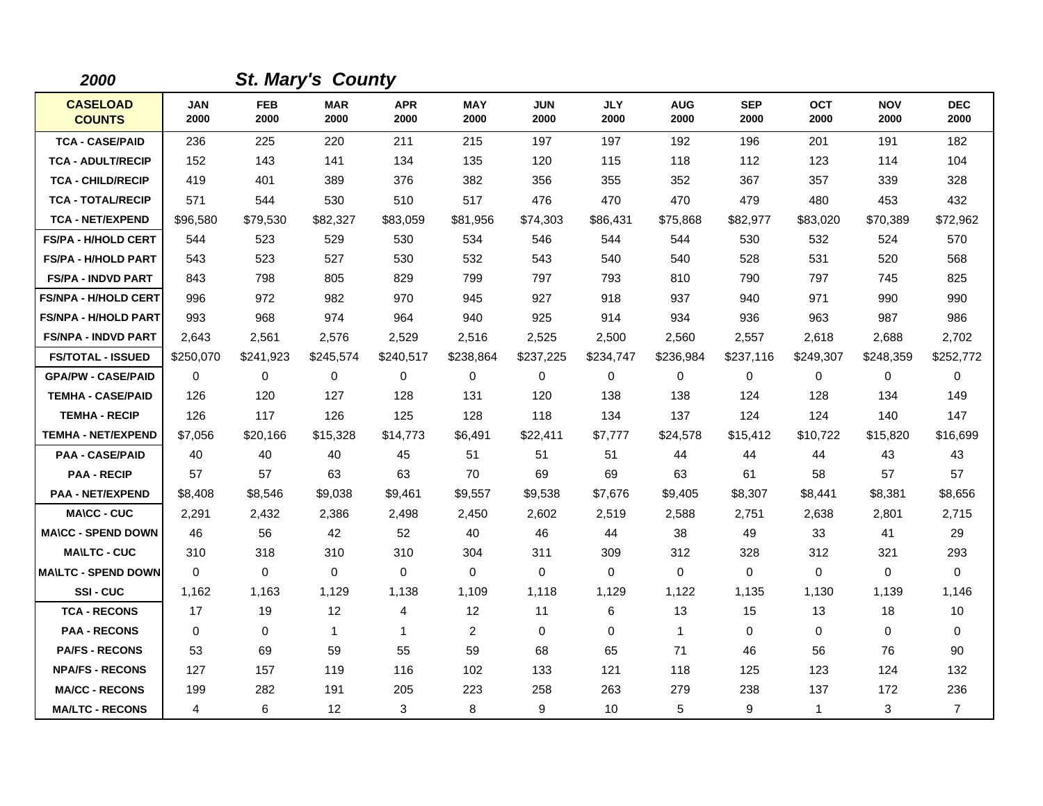**2000** **St. Mary's County**

| CASELOAD COUNTS | JAN 2000 | FEB 2000 | MAR 2000 | APR 2000 | MAY 2000 | JUN 2000 | JLY 2000 | AUG 2000 | SEP 2000 | OCT 2000 | NOV 2000 | DEC 2000 |
|---|---|---|---|---|---|---|---|---|---|---|---|---|
| TCA - CASE/PAID | 236 | 225 | 220 | 211 | 215 | 197 | 197 | 192 | 196 | 201 | 191 | 182 |
| TCA - ADULT/RECIP | 152 | 143 | 141 | 134 | 135 | 120 | 115 | 118 | 112 | 123 | 114 | 104 |
| TCA - CHILD/RECIP | 419 | 401 | 389 | 376 | 382 | 356 | 355 | 352 | 367 | 357 | 339 | 328 |
| TCA - TOTAL/RECIP | 571 | 544 | 530 | 510 | 517 | 476 | 470 | 470 | 479 | 480 | 453 | 432 |
| TCA - NET/EXPEND | $96,580 | $79,530 | $82,327 | $83,059 | $81,956 | $74,303 | $86,431 | $75,868 | $82,977 | $83,020 | $70,389 | $72,962 |
| FS/PA - H/HOLD CERT | 544 | 523 | 529 | 530 | 534 | 546 | 544 | 544 | 530 | 532 | 524 | 570 |
| FS/PA - H/HOLD PART | 543 | 523 | 527 | 530 | 532 | 543 | 540 | 540 | 528 | 531 | 520 | 568 |
| FS/PA - INDVD PART | 843 | 798 | 805 | 829 | 799 | 797 | 793 | 810 | 790 | 797 | 745 | 825 |
| FS/NPA - H/HOLD CERT | 996 | 972 | 982 | 970 | 945 | 927 | 918 | 937 | 940 | 971 | 990 | 990 |
| FS/NPA - H/HOLD PART | 993 | 968 | 974 | 964 | 940 | 925 | 914 | 934 | 936 | 963 | 987 | 986 |
| FS/NPA - INDVD PART | 2,643 | 2,561 | 2,576 | 2,529 | 2,516 | 2,525 | 2,500 | 2,560 | 2,557 | 2,618 | 2,688 | 2,702 |
| FS/TOTAL - ISSUED | $250,070 | $241,923 | $245,574 | $240,517 | $238,864 | $237,225 | $234,747 | $236,984 | $237,116 | $249,307 | $248,359 | $252,772 |
| GPA/PW - CASE/PAID | 0 | 0 | 0 | 0 | 0 | 0 | 0 | 0 | 0 | 0 | 0 | 0 |
| TEMHA - CASE/PAID | 126 | 120 | 127 | 128 | 131 | 120 | 138 | 138 | 124 | 128 | 134 | 149 |
| TEMHA - RECIP | 126 | 117 | 126 | 125 | 128 | 118 | 134 | 137 | 124 | 124 | 140 | 147 |
| TEMHA - NET/EXPEND | $7,056 | $20,166 | $15,328 | $14,773 | $6,491 | $22,411 | $7,777 | $24,578 | $15,412 | $10,722 | $15,820 | $16,699 |
| PAA - CASE/PAID | 40 | 40 | 40 | 45 | 51 | 51 | 51 | 44 | 44 | 44 | 43 | 43 |
| PAA - RECIP | 57 | 57 | 63 | 63 | 70 | 69 | 69 | 63 | 61 | 58 | 57 | 57 |
| PAA - NET/EXPEND | $8,408 | $8,546 | $9,038 | $9,461 | $9,557 | $9,538 | $7,676 | $9,405 | $8,307 | $8,441 | $8,381 | $8,656 |
| MA\CC - CUC | 2,291 | 2,432 | 2,386 | 2,498 | 2,450 | 2,602 | 2,519 | 2,588 | 2,751 | 2,638 | 2,801 | 2,715 |
| MA\CC - SPEND DOWN | 46 | 56 | 42 | 52 | 40 | 46 | 44 | 38 | 49 | 33 | 41 | 29 |
| MA\LTC - CUC | 310 | 318 | 310 | 310 | 304 | 311 | 309 | 312 | 328 | 312 | 321 | 293 |
| MA\LTC - SPEND DOWN | 0 | 0 | 0 | 0 | 0 | 0 | 0 | 0 | 0 | 0 | 0 | 0 |
| SSI - CUC | 1,162 | 1,163 | 1,129 | 1,138 | 1,109 | 1,118 | 1,129 | 1,122 | 1,135 | 1,130 | 1,139 | 1,146 |
| TCA - RECONS | 17 | 19 | 12 | 4 | 12 | 11 | 6 | 13 | 15 | 13 | 18 | 10 |
| PAA - RECONS | 0 | 0 | 1 | 1 | 2 | 0 | 0 | 1 | 0 | 0 | 0 | 0 |
| PA/FS - RECONS | 53 | 69 | 59 | 55 | 59 | 68 | 65 | 71 | 46 | 56 | 76 | 90 |
| NPA/FS - RECONS | 127 | 157 | 119 | 116 | 102 | 133 | 121 | 118 | 125 | 123 | 124 | 132 |
| MA/CC - RECONS | 199 | 282 | 191 | 205 | 223 | 258 | 263 | 279 | 238 | 137 | 172 | 236 |
| MA/LTC - RECONS | 4 | 6 | 12 | 3 | 8 | 9 | 10 | 5 | 9 | 1 | 3 | 7 |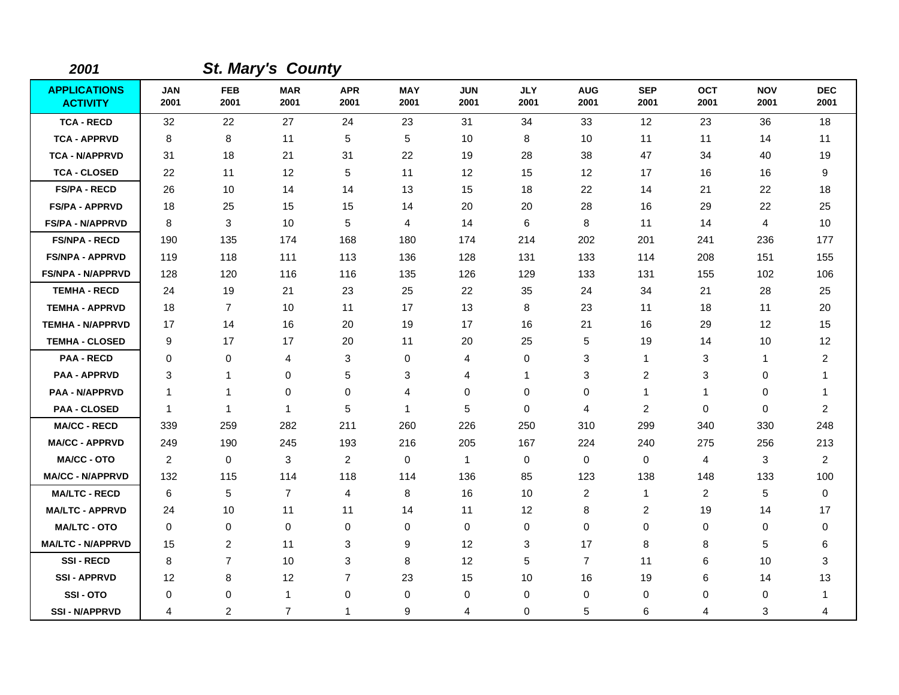**2001** ***St. Mary's County***

| APPLICATIONS ACTIVITY | JAN 2001 | FEB 2001 | MAR 2001 | APR 2001 | MAY 2001 | JUN 2001 | JLY 2001 | AUG 2001 | SEP 2001 | OCT 2001 | NOV 2001 | DEC 2001 |
|---|---|---|---|---|---|---|---|---|---|---|---|---|
| TCA - RECD | 32 | 22 | 27 | 24 | 23 | 31 | 34 | 33 | 12 | 23 | 36 | 18 |
| TCA - APPRVD | 8 | 8 | 11 | 5 | 5 | 10 | 8 | 10 | 11 | 11 | 14 | 11 |
| TCA - N/APPRVD | 31 | 18 | 21 | 31 | 22 | 19 | 28 | 38 | 47 | 34 | 40 | 19 |
| TCA - CLOSED | 22 | 11 | 12 | 5 | 11 | 12 | 15 | 12 | 17 | 16 | 16 | 9 |
| FS/PA - RECD | 26 | 10 | 14 | 14 | 13 | 15 | 18 | 22 | 14 | 21 | 22 | 18 |
| FS/PA - APPRVD | 18 | 25 | 15 | 15 | 14 | 20 | 20 | 28 | 16 | 29 | 22 | 25 |
| FS/PA - N/APPRVD | 8 | 3 | 10 | 5 | 4 | 14 | 6 | 8 | 11 | 14 | 4 | 10 |
| FS/NPA - RECD | 190 | 135 | 174 | 168 | 180 | 174 | 214 | 202 | 201 | 241 | 236 | 177 |
| FS/NPA - APPRVD | 119 | 118 | 111 | 113 | 136 | 128 | 131 | 133 | 114 | 208 | 151 | 155 |
| FS/NPA - N/APPRVD | 128 | 120 | 116 | 116 | 135 | 126 | 129 | 133 | 131 | 155 | 102 | 106 |
| TEMHA - RECD | 24 | 19 | 21 | 23 | 25 | 22 | 35 | 24 | 34 | 21 | 28 | 25 |
| TEMHA - APPRVD | 18 | 7 | 10 | 11 | 17 | 13 | 8 | 23 | 11 | 18 | 11 | 20 |
| TEMHA - N/APPRVD | 17 | 14 | 16 | 20 | 19 | 17 | 16 | 21 | 16 | 29 | 12 | 15 |
| TEMHA - CLOSED | 9 | 17 | 17 | 20 | 11 | 20 | 25 | 5 | 19 | 14 | 10 | 12 |
| PAA - RECD | 0 | 0 | 4 | 3 | 0 | 4 | 0 | 3 | 1 | 3 | 1 | 2 |
| PAA - APPRVD | 3 | 1 | 0 | 5 | 3 | 4 | 1 | 3 | 2 | 3 | 0 | 1 |
| PAA - N/APPRVD | 1 | 1 | 0 | 0 | 4 | 0 | 0 | 0 | 1 | 1 | 0 | 1 |
| PAA - CLOSED | 1 | 1 | 1 | 5 | 1 | 5 | 0 | 4 | 2 | 0 | 0 | 2 |
| MA/CC - RECD | 339 | 259 | 282 | 211 | 260 | 226 | 250 | 310 | 299 | 340 | 330 | 248 |
| MA/CC - APPRVD | 249 | 190 | 245 | 193 | 216 | 205 | 167 | 224 | 240 | 275 | 256 | 213 |
| MA/CC - OTO | 2 | 0 | 3 | 2 | 0 | 1 | 0 | 0 | 0 | 4 | 3 | 2 |
| MA/CC - N/APPRVD | 132 | 115 | 114 | 118 | 114 | 136 | 85 | 123 | 138 | 148 | 133 | 100 |
| MA/LTC - RECD | 6 | 5 | 7 | 4 | 8 | 16 | 10 | 2 | 1 | 2 | 5 | 0 |
| MA/LTC - APPRVD | 24 | 10 | 11 | 11 | 14 | 11 | 12 | 8 | 2 | 19 | 14 | 17 |
| MA/LTC - OTO | 0 | 0 | 0 | 0 | 0 | 0 | 0 | 0 | 0 | 0 | 0 | 0 |
| MA/LTC - N/APPRVD | 15 | 2 | 11 | 3 | 9 | 12 | 3 | 17 | 8 | 8 | 5 | 6 |
| SSI - RECD | 8 | 7 | 10 | 3 | 8 | 12 | 5 | 7 | 11 | 6 | 10 | 3 |
| SSI - APPRVD | 12 | 8 | 12 | 7 | 23 | 15 | 10 | 16 | 19 | 6 | 14 | 13 |
| SSI - OTO | 0 | 0 | 1 | 0 | 0 | 0 | 0 | 0 | 0 | 0 | 0 | 1 |
| SSI - N/APPRVD | 4 | 2 | 7 | 1 | 9 | 4 | 0 | 5 | 6 | 4 | 3 | 4 |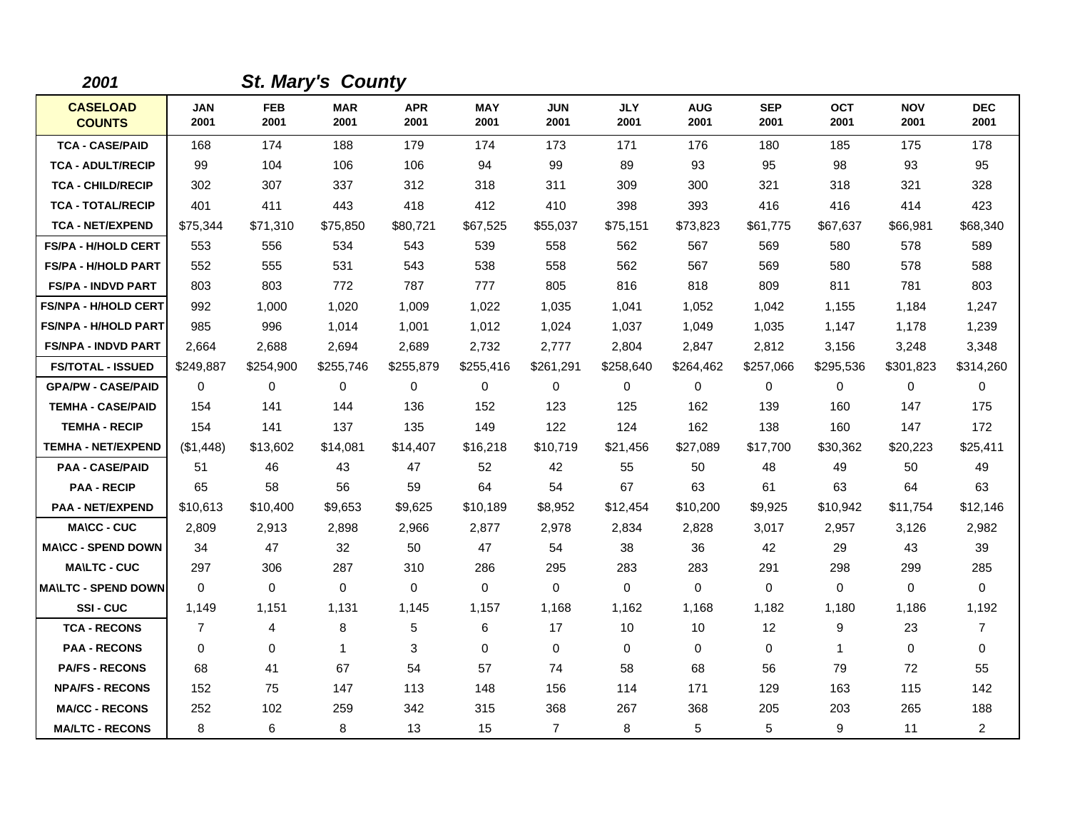**2001** **St. Mary's County**

| CASELOAD COUNTS | JAN 2001 | FEB 2001 | MAR 2001 | APR 2001 | MAY 2001 | JUN 2001 | JLY 2001 | AUG 2001 | SEP 2001 | OCT 2001 | NOV 2001 | DEC 2001 |
|---|---|---|---|---|---|---|---|---|---|---|---|---|
| TCA - CASE/PAID | 168 | 174 | 188 | 179 | 174 | 173 | 171 | 176 | 180 | 185 | 175 | 178 |
| TCA - ADULT/RECIP | 99 | 104 | 106 | 106 | 94 | 99 | 89 | 93 | 95 | 98 | 93 | 95 |
| TCA - CHILD/RECIP | 302 | 307 | 337 | 312 | 318 | 311 | 309 | 300 | 321 | 318 | 321 | 328 |
| TCA - TOTAL/RECIP | 401 | 411 | 443 | 418 | 412 | 410 | 398 | 393 | 416 | 416 | 414 | 423 |
| TCA - NET/EXPEND | $75,344 | $71,310 | $75,850 | $80,721 | $67,525 | $55,037 | $75,151 | $73,823 | $61,775 | $67,637 | $66,981 | $68,340 |
| FS/PA - H/HOLD CERT | 553 | 556 | 534 | 543 | 539 | 558 | 562 | 567 | 569 | 580 | 578 | 589 |
| FS/PA - H/HOLD PART | 552 | 555 | 531 | 543 | 538 | 558 | 562 | 567 | 569 | 580 | 578 | 588 |
| FS/PA - INDVD PART | 803 | 803 | 772 | 787 | 777 | 805 | 816 | 818 | 809 | 811 | 781 | 803 |
| FS/NPA - H/HOLD CERT | 992 | 1,000 | 1,020 | 1,009 | 1,022 | 1,035 | 1,041 | 1,052 | 1,042 | 1,155 | 1,184 | 1,247 |
| FS/NPA - H/HOLD PART | 985 | 996 | 1,014 | 1,001 | 1,012 | 1,024 | 1,037 | 1,049 | 1,035 | 1,147 | 1,178 | 1,239 |
| FS/NPA - INDVD PART | 2,664 | 2,688 | 2,694 | 2,689 | 2,732 | 2,777 | 2,804 | 2,847 | 2,812 | 3,156 | 3,248 | 3,348 |
| FS/TOTAL - ISSUED | $249,887 | $254,900 | $255,746 | $255,879 | $255,416 | $261,291 | $258,640 | $264,462 | $257,066 | $295,536 | $301,823 | $314,260 |
| GPA/PW - CASE/PAID | 0 | 0 | 0 | 0 | 0 | 0 | 0 | 0 | 0 | 0 | 0 | 0 |
| TEMHA - CASE/PAID | 154 | 141 | 144 | 136 | 152 | 123 | 125 | 162 | 139 | 160 | 147 | 175 |
| TEMHA - RECIP | 154 | 141 | 137 | 135 | 149 | 122 | 124 | 162 | 138 | 160 | 147 | 172 |
| TEMHA - NET/EXPEND | ($1,448) | $13,602 | $14,081 | $14,407 | $16,218 | $10,719 | $21,456 | $27,089 | $17,700 | $30,362 | $20,223 | $25,411 |
| PAA - CASE/PAID | 51 | 46 | 43 | 47 | 52 | 42 | 55 | 50 | 48 | 49 | 50 | 49 |
| PAA - RECIP | 65 | 58 | 56 | 59 | 64 | 54 | 67 | 63 | 61 | 63 | 64 | 63 |
| PAA - NET/EXPEND | $10,613 | $10,400 | $9,653 | $9,625 | $10,189 | $8,952 | $12,454 | $10,200 | $9,925 | $10,942 | $11,754 | $12,146 |
| MA\CC - CUC | 2,809 | 2,913 | 2,898 | 2,966 | 2,877 | 2,978 | 2,834 | 2,828 | 3,017 | 2,957 | 3,126 | 2,982 |
| MA\CC - SPEND DOWN | 34 | 47 | 32 | 50 | 47 | 54 | 38 | 36 | 42 | 29 | 43 | 39 |
| MA\LTC - CUC | 297 | 306 | 287 | 310 | 286 | 295 | 283 | 283 | 291 | 298 | 299 | 285 |
| MA\LTC - SPEND DOWN | 0 | 0 | 0 | 0 | 0 | 0 | 0 | 0 | 0 | 0 | 0 | 0 |
| SSI - CUC | 1,149 | 1,151 | 1,131 | 1,145 | 1,157 | 1,168 | 1,162 | 1,168 | 1,182 | 1,180 | 1,186 | 1,192 |
| TCA - RECONS | 7 | 4 | 8 | 5 | 6 | 17 | 10 | 10 | 12 | 9 | 23 | 7 |
| PAA - RECONS | 0 | 0 | 1 | 3 | 0 | 0 | 0 | 0 | 0 | 1 | 0 | 0 |
| PA/FS - RECONS | 68 | 41 | 67 | 54 | 57 | 74 | 58 | 68 | 56 | 79 | 72 | 55 |
| NPA/FS - RECONS | 152 | 75 | 147 | 113 | 148 | 156 | 114 | 171 | 129 | 163 | 115 | 142 |
| MA/CC - RECONS | 252 | 102 | 259 | 342 | 315 | 368 | 267 | 368 | 205 | 203 | 265 | 188 |
| MA/LTC - RECONS | 8 | 6 | 8 | 13 | 15 | 7 | 8 | 5 | 5 | 9 | 11 | 2 |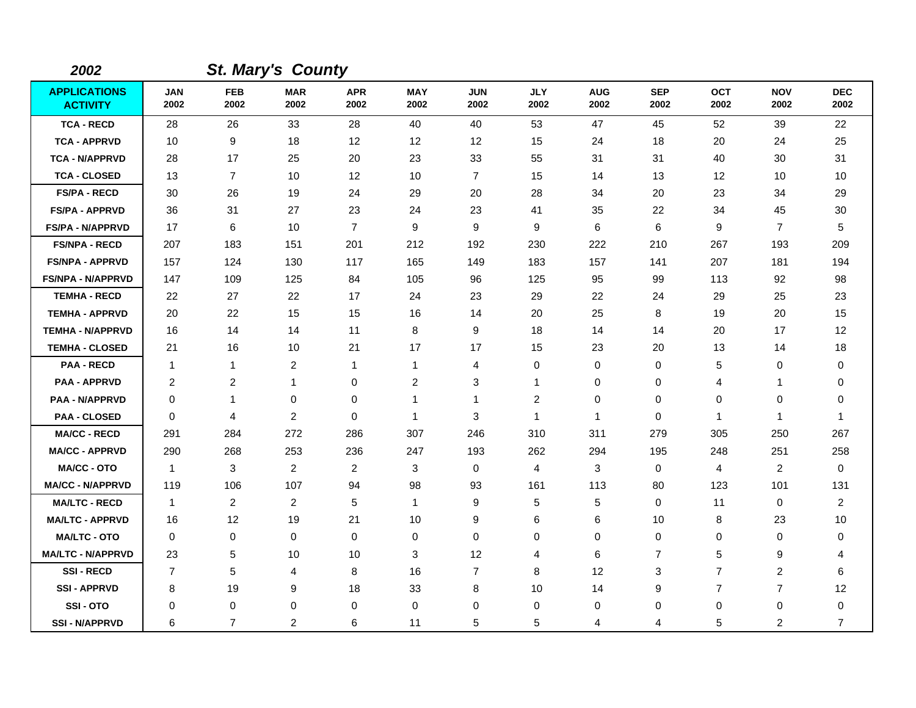**2002** ***St. Mary's County***

| APPLICATIONS ACTIVITY | JAN 2002 | FEB 2002 | MAR 2002 | APR 2002 | MAY 2002 | JUN 2002 | JLY 2002 | AUG 2002 | SEP 2002 | OCT 2002 | NOV 2002 | DEC 2002 |
|---|---|---|---|---|---|---|---|---|---|---|---|---|
| TCA - RECD | 28 | 26 | 33 | 28 | 40 | 40 | 53 | 47 | 45 | 52 | 39 | 22 |
| TCA - APPRVD | 10 | 9 | 18 | 12 | 12 | 12 | 15 | 24 | 18 | 20 | 24 | 25 |
| TCA - N/APPRVD | 28 | 17 | 25 | 20 | 23 | 33 | 55 | 31 | 31 | 40 | 30 | 31 |
| TCA - CLOSED | 13 | 7 | 10 | 12 | 10 | 7 | 15 | 14 | 13 | 12 | 10 | 10 |
| FS/PA - RECD | 30 | 26 | 19 | 24 | 29 | 20 | 28 | 34 | 20 | 23 | 34 | 29 |
| FS/PA - APPRVD | 36 | 31 | 27 | 23 | 24 | 23 | 41 | 35 | 22 | 34 | 45 | 30 |
| FS/PA - N/APPRVD | 17 | 6 | 10 | 7 | 9 | 9 | 9 | 6 | 6 | 9 | 7 | 5 |
| FS/NPA - RECD | 207 | 183 | 151 | 201 | 212 | 192 | 230 | 222 | 210 | 267 | 193 | 209 |
| FS/NPA - APPRVD | 157 | 124 | 130 | 117 | 165 | 149 | 183 | 157 | 141 | 207 | 181 | 194 |
| FS/NPA - N/APPRVD | 147 | 109 | 125 | 84 | 105 | 96 | 125 | 95 | 99 | 113 | 92 | 98 |
| TEMHA - RECD | 22 | 27 | 22 | 17 | 24 | 23 | 29 | 22 | 24 | 29 | 25 | 23 |
| TEMHA - APPRVD | 20 | 22 | 15 | 15 | 16 | 14 | 20 | 25 | 8 | 19 | 20 | 15 |
| TEMHA - N/APPRVD | 16 | 14 | 14 | 11 | 8 | 9 | 18 | 14 | 14 | 20 | 17 | 12 |
| TEMHA - CLOSED | 21 | 16 | 10 | 21 | 17 | 17 | 15 | 23 | 20 | 13 | 14 | 18 |
| PAA - RECD | 1 | 1 | 2 | 1 | 1 | 4 | 0 | 0 | 0 | 5 | 0 | 0 |
| PAA - APPRVD | 2 | 2 | 1 | 0 | 2 | 3 | 1 | 0 | 0 | 4 | 1 | 0 |
| PAA - N/APPRVD | 0 | 1 | 0 | 0 | 1 | 1 | 2 | 0 | 0 | 0 | 0 | 0 |
| PAA - CLOSED | 0 | 4 | 2 | 0 | 1 | 3 | 1 | 1 | 0 | 1 | 1 | 1 |
| MA/CC - RECD | 291 | 284 | 272 | 286 | 307 | 246 | 310 | 311 | 279 | 305 | 250 | 267 |
| MA/CC - APPRVD | 290 | 268 | 253 | 236 | 247 | 193 | 262 | 294 | 195 | 248 | 251 | 258 |
| MA/CC - OTO | 1 | 3 | 2 | 2 | 3 | 0 | 4 | 3 | 0 | 4 | 2 | 0 |
| MA/CC - N/APPRVD | 119 | 106 | 107 | 94 | 98 | 93 | 161 | 113 | 80 | 123 | 101 | 131 |
| MA/LTC - RECD | 1 | 2 | 2 | 5 | 1 | 9 | 5 | 5 | 0 | 11 | 0 | 2 |
| MA/LTC - APPRVD | 16 | 12 | 19 | 21 | 10 | 9 | 6 | 6 | 10 | 8 | 23 | 10 |
| MA/LTC - OTO | 0 | 0 | 0 | 0 | 0 | 0 | 0 | 0 | 0 | 0 | 0 | 0 |
| MA/LTC - N/APPRVD | 23 | 5 | 10 | 10 | 3 | 12 | 4 | 6 | 7 | 5 | 9 | 4 |
| SSI - RECD | 7 | 5 | 4 | 8 | 16 | 7 | 8 | 12 | 3 | 7 | 2 | 6 |
| SSI - APPRVD | 8 | 19 | 9 | 18 | 33 | 8 | 10 | 14 | 9 | 7 | 7 | 12 |
| SSI - OTO | 0 | 0 | 0 | 0 | 0 | 0 | 0 | 0 | 0 | 0 | 0 | 0 |
| SSI - N/APPRVD | 6 | 7 | 2 | 6 | 11 | 5 | 5 | 4 | 4 | 5 | 2 | 7 |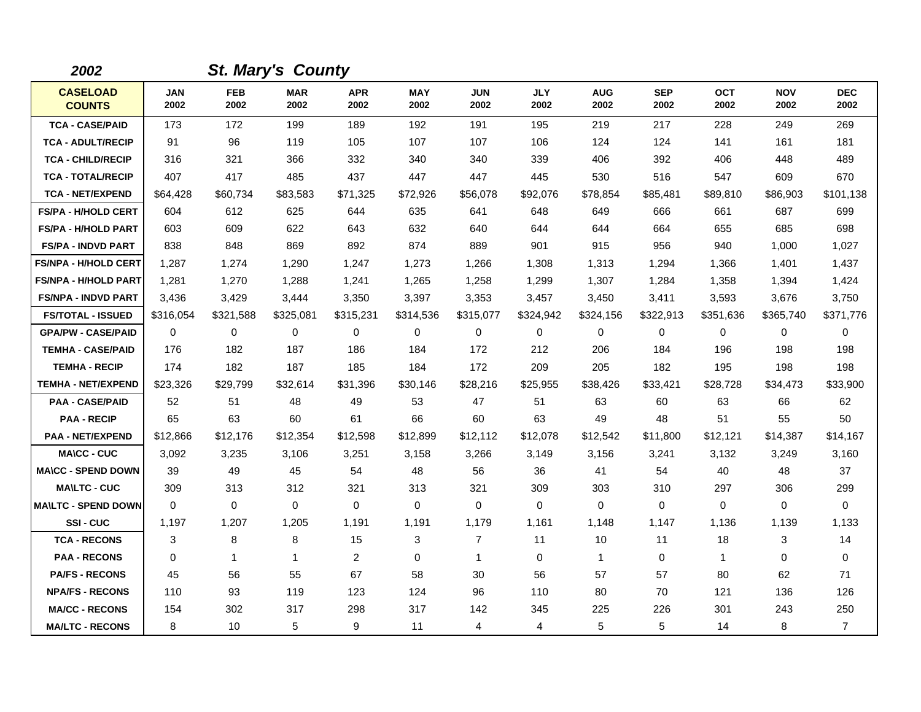**2002** **St. Mary's County**

| CASELOAD COUNTS | JAN 2002 | FEB 2002 | MAR 2002 | APR 2002 | MAY 2002 | JUN 2002 | JLY 2002 | AUG 2002 | SEP 2002 | OCT 2002 | NOV 2002 | DEC 2002 |
|---|---|---|---|---|---|---|---|---|---|---|---|---|
| TCA - CASE/PAID | 173 | 172 | 199 | 189 | 192 | 191 | 195 | 219 | 217 | 228 | 249 | 269 |
| TCA - ADULT/RECIP | 91 | 96 | 119 | 105 | 107 | 107 | 106 | 124 | 124 | 141 | 161 | 181 |
| TCA - CHILD/RECIP | 316 | 321 | 366 | 332 | 340 | 340 | 339 | 406 | 392 | 406 | 448 | 489 |
| TCA - TOTAL/RECIP | 407 | 417 | 485 | 437 | 447 | 447 | 445 | 530 | 516 | 547 | 609 | 670 |
| TCA - NET/EXPEND | $64,428 | $60,734 | $83,583 | $71,325 | $72,926 | $56,078 | $92,076 | $78,854 | $85,481 | $89,810 | $86,903 | $101,138 |
| FS/PA - H/HOLD CERT | 604 | 612 | 625 | 644 | 635 | 641 | 648 | 649 | 666 | 661 | 687 | 699 |
| FS/PA - H/HOLD PART | 603 | 609 | 622 | 643 | 632 | 640 | 644 | 644 | 664 | 655 | 685 | 698 |
| FS/PA - INDVD PART | 838 | 848 | 869 | 892 | 874 | 889 | 901 | 915 | 956 | 940 | 1,000 | 1,027 |
| FS/NPA - H/HOLD CERT | 1,287 | 1,274 | 1,290 | 1,247 | 1,273 | 1,266 | 1,308 | 1,313 | 1,294 | 1,366 | 1,401 | 1,437 |
| FS/NPA - H/HOLD PART | 1,281 | 1,270 | 1,288 | 1,241 | 1,265 | 1,258 | 1,299 | 1,307 | 1,284 | 1,358 | 1,394 | 1,424 |
| FS/NPA - INDVD PART | 3,436 | 3,429 | 3,444 | 3,350 | 3,397 | 3,353 | 3,457 | 3,450 | 3,411 | 3,593 | 3,676 | 3,750 |
| FS/TOTAL - ISSUED | $316,054 | $321,588 | $325,081 | $315,231 | $314,536 | $315,077 | $324,942 | $324,156 | $322,913 | $351,636 | $365,740 | $371,776 |
| GPA/PW - CASE/PAID | 0 | 0 | 0 | 0 | 0 | 0 | 0 | 0 | 0 | 0 | 0 | 0 |
| TEMHA - CASE/PAID | 176 | 182 | 187 | 186 | 184 | 172 | 212 | 206 | 184 | 196 | 198 | 198 |
| TEMHA - RECIP | 174 | 182 | 187 | 185 | 184 | 172 | 209 | 205 | 182 | 195 | 198 | 198 |
| TEMHA - NET/EXPEND | $23,326 | $29,799 | $32,614 | $31,396 | $30,146 | $28,216 | $25,955 | $38,426 | $33,421 | $28,728 | $34,473 | $33,900 |
| PAA - CASE/PAID | 52 | 51 | 48 | 49 | 53 | 47 | 51 | 63 | 60 | 63 | 66 | 62 |
| PAA - RECIP | 65 | 63 | 60 | 61 | 66 | 60 | 63 | 49 | 48 | 51 | 55 | 50 |
| PAA - NET/EXPEND | $12,866 | $12,176 | $12,354 | $12,598 | $12,899 | $12,112 | $12,078 | $12,542 | $11,800 | $12,121 | $14,387 | $14,167 |
| MA\CC - CUC | 3,092 | 3,235 | 3,106 | 3,251 | 3,158 | 3,266 | 3,149 | 3,156 | 3,241 | 3,132 | 3,249 | 3,160 |
| MA\CC - SPEND DOWN | 39 | 49 | 45 | 54 | 48 | 56 | 36 | 41 | 54 | 40 | 48 | 37 |
| MA\LTC - CUC | 309 | 313 | 312 | 321 | 313 | 321 | 309 | 303 | 310 | 297 | 306 | 299 |
| MA\LTC - SPEND DOWN | 0 | 0 | 0 | 0 | 0 | 0 | 0 | 0 | 0 | 0 | 0 | 0 |
| SSI - CUC | 1,197 | 1,207 | 1,205 | 1,191 | 1,191 | 1,179 | 1,161 | 1,148 | 1,147 | 1,136 | 1,139 | 1,133 |
| TCA - RECONS | 3 | 8 | 8 | 15 | 3 | 7 | 11 | 10 | 11 | 18 | 3 | 14 |
| PAA - RECONS | 0 | 1 | 1 | 2 | 0 | 1 | 0 | 1 | 0 | 1 | 0 | 0 |
| PA/FS - RECONS | 45 | 56 | 55 | 67 | 58 | 30 | 56 | 57 | 57 | 80 | 62 | 71 |
| NPA/FS - RECONS | 110 | 93 | 119 | 123 | 124 | 96 | 110 | 80 | 70 | 121 | 136 | 126 |
| MA/CC - RECONS | 154 | 302 | 317 | 298 | 317 | 142 | 345 | 225 | 226 | 301 | 243 | 250 |
| MA/LTC - RECONS | 8 | 10 | 5 | 9 | 11 | 4 | 4 | 5 | 5 | 14 | 8 | 7 |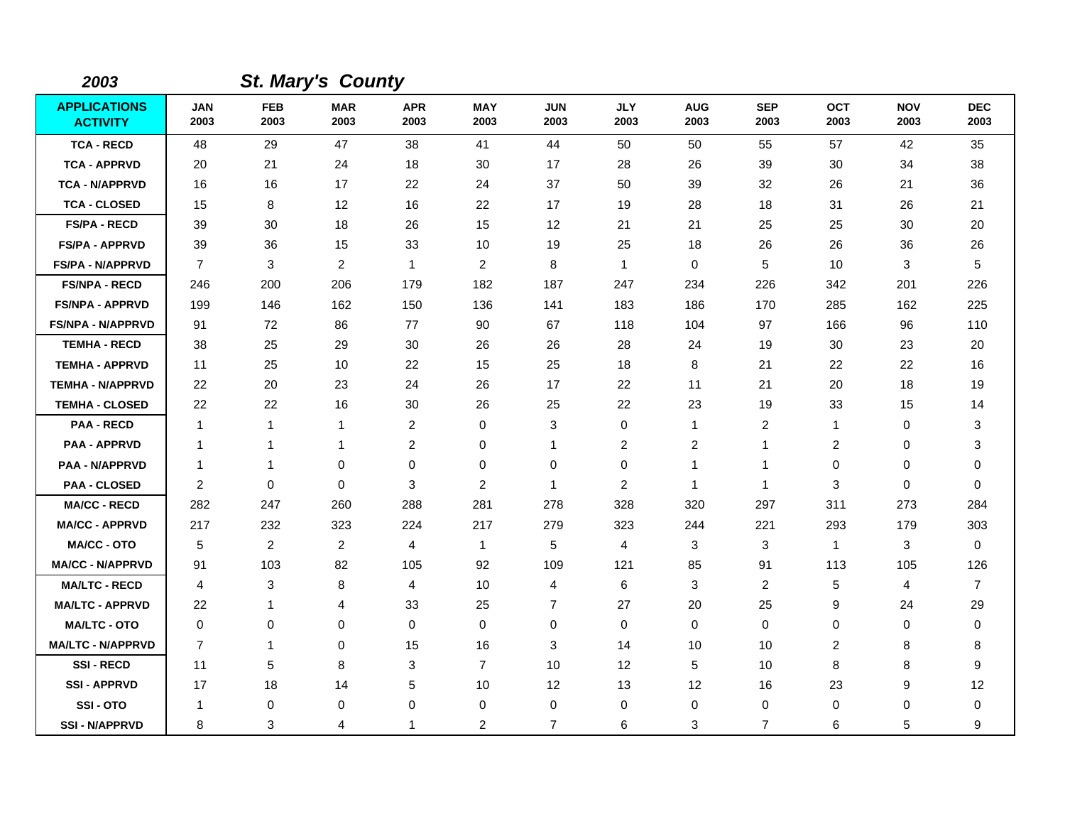*2003* ***St. Mary's County***

| APPLICATIONS ACTIVITY | JAN 2003 | FEB 2003 | MAR 2003 | APR 2003 | MAY 2003 | JUN 2003 | JLY 2003 | AUG 2003 | SEP 2003 | OCT 2003 | NOV 2003 | DEC 2003 |
|---|---|---|---|---|---|---|---|---|---|---|---|---|
| TCA - RECD | 48 | 29 | 47 | 38 | 41 | 44 | 50 | 50 | 55 | 57 | 42 | 35 |
| TCA - APPRVD | 20 | 21 | 24 | 18 | 30 | 17 | 28 | 26 | 39 | 30 | 34 | 38 |
| TCA - N/APPRVD | 16 | 16 | 17 | 22 | 24 | 37 | 50 | 39 | 32 | 26 | 21 | 36 |
| TCA - CLOSED | 15 | 8 | 12 | 16 | 22 | 17 | 19 | 28 | 18 | 31 | 26 | 21 |
| FS/PA - RECD | 39 | 30 | 18 | 26 | 15 | 12 | 21 | 21 | 25 | 25 | 30 | 20 |
| FS/PA - APPRVD | 39 | 36 | 15 | 33 | 10 | 19 | 25 | 18 | 26 | 26 | 36 | 26 |
| FS/PA - N/APPRVD | 7 | 3 | 2 | 1 | 2 | 8 | 1 | 0 | 5 | 10 | 3 | 5 |
| FS/NPA - RECD | 246 | 200 | 206 | 179 | 182 | 187 | 247 | 234 | 226 | 342 | 201 | 226 |
| FS/NPA - APPRVD | 199 | 146 | 162 | 150 | 136 | 141 | 183 | 186 | 170 | 285 | 162 | 225 |
| FS/NPA - N/APPRVD | 91 | 72 | 86 | 77 | 90 | 67 | 118 | 104 | 97 | 166 | 96 | 110 |
| TEMHA - RECD | 38 | 25 | 29 | 30 | 26 | 26 | 28 | 24 | 19 | 30 | 23 | 20 |
| TEMHA - APPRVD | 11 | 25 | 10 | 22 | 15 | 25 | 18 | 8 | 21 | 22 | 22 | 16 |
| TEMHA - N/APPRVD | 22 | 20 | 23 | 24 | 26 | 17 | 22 | 11 | 21 | 20 | 18 | 19 |
| TEMHA - CLOSED | 22 | 22 | 16 | 30 | 26 | 25 | 22 | 23 | 19 | 33 | 15 | 14 |
| PAA - RECD | 1 | 1 | 1 | 2 | 0 | 3 | 0 | 1 | 2 | 1 | 0 | 3 |
| PAA - APPRVD | 1 | 1 | 1 | 2 | 0 | 1 | 2 | 2 | 1 | 2 | 0 | 3 |
| PAA - N/APPRVD | 1 | 1 | 0 | 0 | 0 | 0 | 0 | 1 | 1 | 0 | 0 | 0 |
| PAA - CLOSED | 2 | 0 | 0 | 3 | 2 | 1 | 2 | 1 | 1 | 3 | 0 | 0 |
| MA/CC - RECD | 282 | 247 | 260 | 288 | 281 | 278 | 328 | 320 | 297 | 311 | 273 | 284 |
| MA/CC - APPRVD | 217 | 232 | 323 | 224 | 217 | 279 | 323 | 244 | 221 | 293 | 179 | 303 |
| MA/CC - OTO | 5 | 2 | 2 | 4 | 1 | 5 | 4 | 3 | 3 | 1 | 3 | 0 |
| MA/CC - N/APPRVD | 91 | 103 | 82 | 105 | 92 | 109 | 121 | 85 | 91 | 113 | 105 | 126 |
| MA/LTC - RECD | 4 | 3 | 8 | 4 | 10 | 4 | 6 | 3 | 2 | 5 | 4 | 7 |
| MA/LTC - APPRVD | 22 | 1 | 4 | 33 | 25 | 7 | 27 | 20 | 25 | 9 | 24 | 29 |
| MA/LTC - OTO | 0 | 0 | 0 | 0 | 0 | 0 | 0 | 0 | 0 | 0 | 0 | 0 |
| MA/LTC - N/APPRVD | 7 | 1 | 0 | 15 | 16 | 3 | 14 | 10 | 10 | 2 | 8 | 8 |
| SSI - RECD | 11 | 5 | 8 | 3 | 7 | 10 | 12 | 5 | 10 | 8 | 8 | 9 |
| SSI - APPRVD | 17 | 18 | 14 | 5 | 10 | 12 | 13 | 12 | 16 | 23 | 9 | 12 |
| SSI - OTO | 1 | 0 | 0 | 0 | 0 | 0 | 0 | 0 | 0 | 0 | 0 | 0 |
| SSI - N/APPRVD | 8 | 3 | 4 | 1 | 2 | 7 | 6 | 3 | 7 | 6 | 5 | 9 |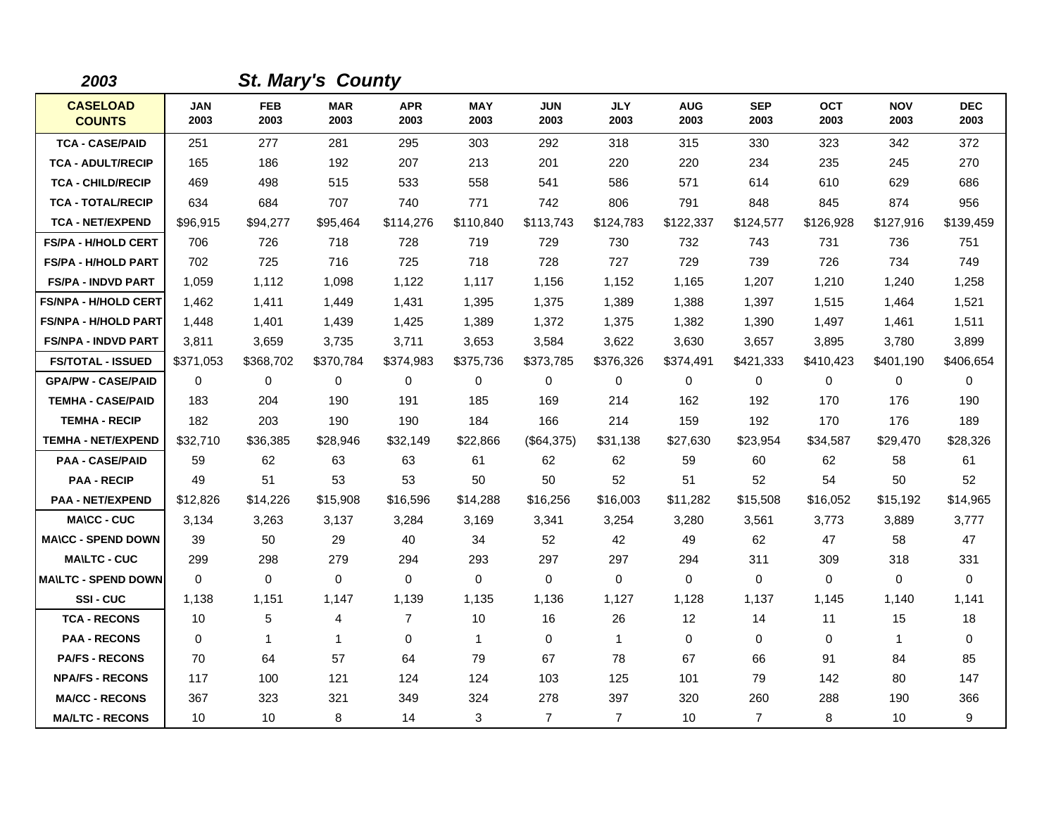**2003** **St. Mary's County**

| CASELOAD COUNTS | JAN 2003 | FEB 2003 | MAR 2003 | APR 2003 | MAY 2003 | JUN 2003 | JLY 2003 | AUG 2003 | SEP 2003 | OCT 2003 | NOV 2003 | DEC 2003 |
|---|---|---|---|---|---|---|---|---|---|---|---|---|
| TCA - CASE/PAID | 251 | 277 | 281 | 295 | 303 | 292 | 318 | 315 | 330 | 323 | 342 | 372 |
| TCA - ADULT/RECIP | 165 | 186 | 192 | 207 | 213 | 201 | 220 | 220 | 234 | 235 | 245 | 270 |
| TCA - CHILD/RECIP | 469 | 498 | 515 | 533 | 558 | 541 | 586 | 571 | 614 | 610 | 629 | 686 |
| TCA - TOTAL/RECIP | 634 | 684 | 707 | 740 | 771 | 742 | 806 | 791 | 848 | 845 | 874 | 956 |
| TCA - NET/EXPEND | $96,915 | $94,277 | $95,464 | $114,276 | $110,840 | $113,743 | $124,783 | $122,337 | $124,577 | $126,928 | $127,916 | $139,459 |
| FS/PA - H/HOLD CERT | 706 | 726 | 718 | 728 | 719 | 729 | 730 | 732 | 743 | 731 | 736 | 751 |
| FS/PA - H/HOLD PART | 702 | 725 | 716 | 725 | 718 | 728 | 727 | 729 | 739 | 726 | 734 | 749 |
| FS/PA - INDVD PART | 1,059 | 1,112 | 1,098 | 1,122 | 1,117 | 1,156 | 1,152 | 1,165 | 1,207 | 1,210 | 1,240 | 1,258 |
| FS/NPA - H/HOLD CERT | 1,462 | 1,411 | 1,449 | 1,431 | 1,395 | 1,375 | 1,389 | 1,388 | 1,397 | 1,515 | 1,464 | 1,521 |
| FS/NPA - H/HOLD PART | 1,448 | 1,401 | 1,439 | 1,425 | 1,389 | 1,372 | 1,375 | 1,382 | 1,390 | 1,497 | 1,461 | 1,511 |
| FS/NPA - INDVD PART | 3,811 | 3,659 | 3,735 | 3,711 | 3,653 | 3,584 | 3,622 | 3,630 | 3,657 | 3,895 | 3,780 | 3,899 |
| FS/TOTAL - ISSUED | $371,053 | $368,702 | $370,784 | $374,983 | $375,736 | $373,785 | $376,326 | $374,491 | $421,333 | $410,423 | $401,190 | $406,654 |
| GPA/PW - CASE/PAID | 0 | 0 | 0 | 0 | 0 | 0 | 0 | 0 | 0 | 0 | 0 | 0 |
| TEMHA - CASE/PAID | 183 | 204 | 190 | 191 | 185 | 169 | 214 | 162 | 192 | 170 | 176 | 190 |
| TEMHA - RECIP | 182 | 203 | 190 | 190 | 184 | 166 | 214 | 159 | 192 | 170 | 176 | 189 |
| TEMHA - NET/EXPEND | $32,710 | $36,385 | $28,946 | $32,149 | $22,866 | ($64,375) | $31,138 | $27,630 | $23,954 | $34,587 | $29,470 | $28,326 |
| PAA - CASE/PAID | 59 | 62 | 63 | 63 | 61 | 62 | 62 | 59 | 60 | 62 | 58 | 61 |
| PAA - RECIP | 49 | 51 | 53 | 53 | 50 | 50 | 52 | 51 | 52 | 54 | 50 | 52 |
| PAA - NET/EXPEND | $12,826 | $14,226 | $15,908 | $16,596 | $14,288 | $16,256 | $16,003 | $11,282 | $15,508 | $16,052 | $15,192 | $14,965 |
| MA\CC - CUC | 3,134 | 3,263 | 3,137 | 3,284 | 3,169 | 3,341 | 3,254 | 3,280 | 3,561 | 3,773 | 3,889 | 3,777 |
| MA\CC - SPEND DOWN | 39 | 50 | 29 | 40 | 34 | 52 | 42 | 49 | 62 | 47 | 58 | 47 |
| MA\LTC - CUC | 299 | 298 | 279 | 294 | 293 | 297 | 297 | 294 | 311 | 309 | 318 | 331 |
| MA\LTC - SPEND DOWN | 0 | 0 | 0 | 0 | 0 | 0 | 0 | 0 | 0 | 0 | 0 | 0 |
| SSI - CUC | 1,138 | 1,151 | 1,147 | 1,139 | 1,135 | 1,136 | 1,127 | 1,128 | 1,137 | 1,145 | 1,140 | 1,141 |
| TCA - RECONS | 10 | 5 | 4 | 7 | 10 | 16 | 26 | 12 | 14 | 11 | 15 | 18 |
| PAA - RECONS | 0 | 1 | 1 | 0 | 1 | 0 | 1 | 0 | 0 | 0 | 1 | 0 |
| PA/FS - RECONS | 70 | 64 | 57 | 64 | 79 | 67 | 78 | 67 | 66 | 91 | 84 | 85 |
| NPA/FS - RECONS | 117 | 100 | 121 | 124 | 124 | 103 | 125 | 101 | 79 | 142 | 80 | 147 |
| MA/CC - RECONS | 367 | 323 | 321 | 349 | 324 | 278 | 397 | 320 | 260 | 288 | 190 | 366 |
| MA/LTC - RECONS | 10 | 10 | 8 | 14 | 3 | 7 | 7 | 10 | 7 | 8 | 10 | 9 |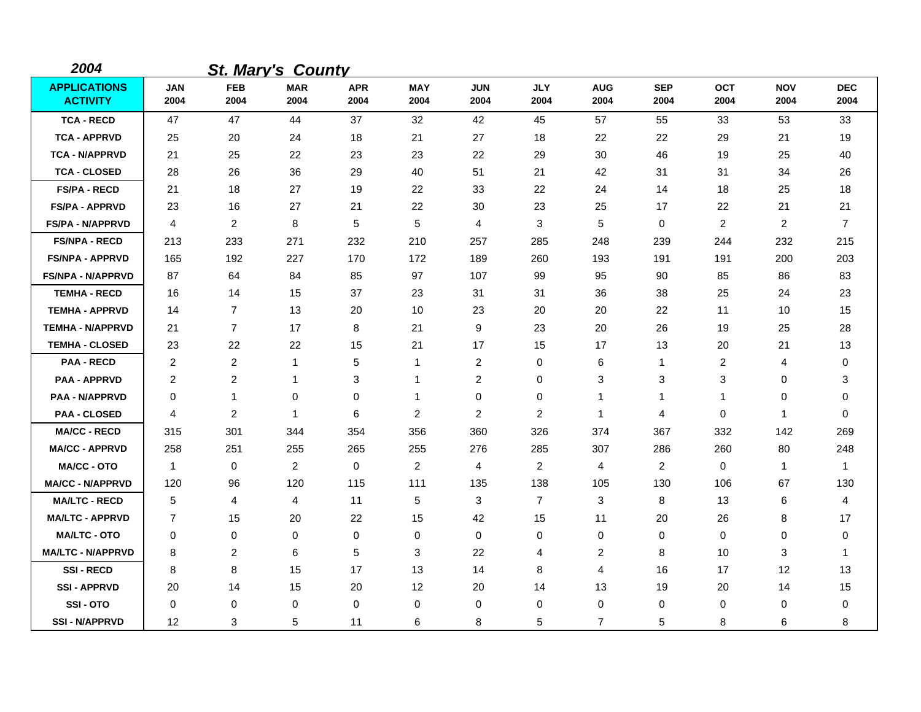*2004* ***St. Mary's County***

| APPLICATIONS ACTIVITY | JAN 2004 | FEB 2004 | MAR 2004 | APR 2004 | MAY 2004 | JUN 2004 | JLY 2004 | AUG 2004 | SEP 2004 | OCT 2004 | NOV 2004 | DEC 2004 |
|---|---|---|---|---|---|---|---|---|---|---|---|---|
| TCA - RECD | 47 | 47 | 44 | 37 | 32 | 42 | 45 | 57 | 55 | 33 | 53 | 33 |
| TCA - APPRVD | 25 | 20 | 24 | 18 | 21 | 27 | 18 | 22 | 22 | 29 | 21 | 19 |
| TCA - N/APPRVD | 21 | 25 | 22 | 23 | 23 | 22 | 29 | 30 | 46 | 19 | 25 | 40 |
| TCA - CLOSED | 28 | 26 | 36 | 29 | 40 | 51 | 21 | 42 | 31 | 31 | 34 | 26 |
| FS/PA - RECD | 21 | 18 | 27 | 19 | 22 | 33 | 22 | 24 | 14 | 18 | 25 | 18 |
| FS/PA - APPRVD | 23 | 16 | 27 | 21 | 22 | 30 | 23 | 25 | 17 | 22 | 21 | 21 |
| FS/PA - N/APPRVD | 4 | 2 | 8 | 5 | 5 | 4 | 3 | 5 | 0 | 2 | 2 | 7 |
| FS/NPA - RECD | 213 | 233 | 271 | 232 | 210 | 257 | 285 | 248 | 239 | 244 | 232 | 215 |
| FS/NPA - APPRVD | 165 | 192 | 227 | 170 | 172 | 189 | 260 | 193 | 191 | 191 | 200 | 203 |
| FS/NPA - N/APPRVD | 87 | 64 | 84 | 85 | 97 | 107 | 99 | 95 | 90 | 85 | 86 | 83 |
| TEMHA - RECD | 16 | 14 | 15 | 37 | 23 | 31 | 31 | 36 | 38 | 25 | 24 | 23 |
| TEMHA - APPRVD | 14 | 7 | 13 | 20 | 10 | 23 | 20 | 20 | 22 | 11 | 10 | 15 |
| TEMHA - N/APPRVD | 21 | 7 | 17 | 8 | 21 | 9 | 23 | 20 | 26 | 19 | 25 | 28 |
| TEMHA - CLOSED | 23 | 22 | 22 | 15 | 21 | 17 | 15 | 17 | 13 | 20 | 21 | 13 |
| PAA - RECD | 2 | 2 | 1 | 5 | 1 | 2 | 0 | 6 | 1 | 2 | 4 | 0 |
| PAA - APPRVD | 2 | 2 | 1 | 3 | 1 | 2 | 0 | 3 | 3 | 3 | 0 | 3 |
| PAA - N/APPRVD | 0 | 1 | 0 | 0 | 1 | 0 | 0 | 1 | 1 | 1 | 0 | 0 |
| PAA - CLOSED | 4 | 2 | 1 | 6 | 2 | 2 | 2 | 1 | 4 | 0 | 1 | 0 |
| MA/CC - RECD | 315 | 301 | 344 | 354 | 356 | 360 | 326 | 374 | 367 | 332 | 142 | 269 |
| MA/CC - APPRVD | 258 | 251 | 255 | 265 | 255 | 276 | 285 | 307 | 286 | 260 | 80 | 248 |
| MA/CC - OTO | 1 | 0 | 2 | 0 | 2 | 4 | 2 | 4 | 2 | 0 | 1 | 1 |
| MA/CC - N/APPRVD | 120 | 96 | 120 | 115 | 111 | 135 | 138 | 105 | 130 | 106 | 67 | 130 |
| MA/LTC - RECD | 5 | 4 | 4 | 11 | 5 | 3 | 7 | 3 | 8 | 13 | 6 | 4 |
| MA/LTC - APPRVD | 7 | 15 | 20 | 22 | 15 | 42 | 15 | 11 | 20 | 26 | 8 | 17 |
| MA/LTC - OTO | 0 | 0 | 0 | 0 | 0 | 0 | 0 | 0 | 0 | 0 | 0 | 0 |
| MA/LTC - N/APPRVD | 8 | 2 | 6 | 5 | 3 | 22 | 4 | 2 | 8 | 10 | 3 | 1 |
| SSI - RECD | 8 | 8 | 15 | 17 | 13 | 14 | 8 | 4 | 16 | 17 | 12 | 13 |
| SSI - APPRVD | 20 | 14 | 15 | 20 | 12 | 20 | 14 | 13 | 19 | 20 | 14 | 15 |
| SSI - OTO | 0 | 0 | 0 | 0 | 0 | 0 | 0 | 0 | 0 | 0 | 0 | 0 |
| SSI - N/APPRVD | 12 | 3 | 5 | 11 | 6 | 8 | 5 | 7 | 5 | 8 | 6 | 8 |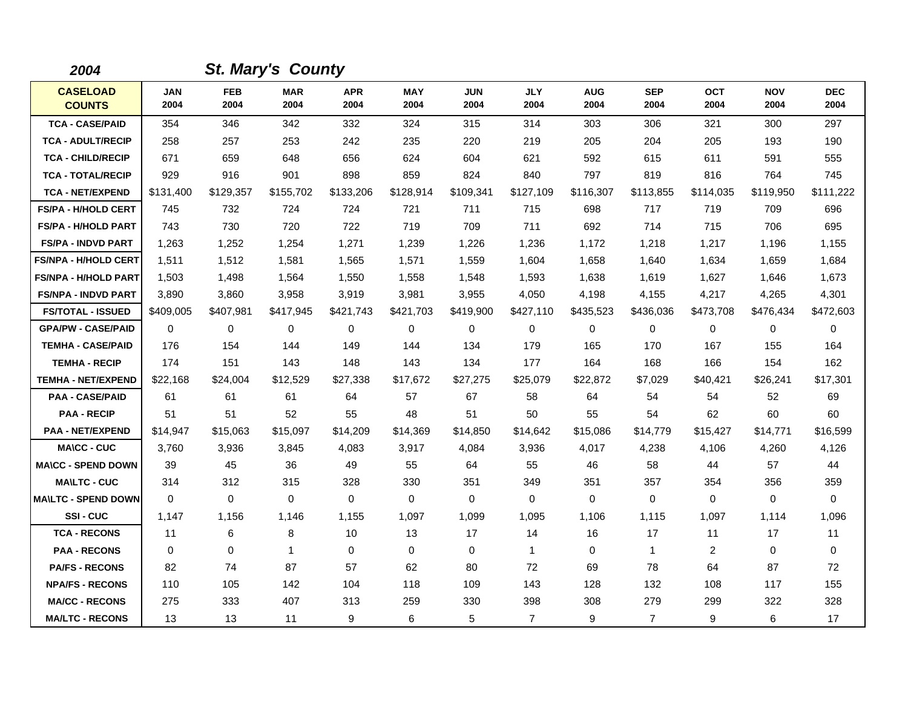**2004** **St. Mary's County**

| CASELOAD COUNTS | JAN 2004 | FEB 2004 | MAR 2004 | APR 2004 | MAY 2004 | JUN 2004 | JLY 2004 | AUG 2004 | SEP 2004 | OCT 2004 | NOV 2004 | DEC 2004 |
|---|---|---|---|---|---|---|---|---|---|---|---|---|
| TCA - CASE/PAID | 354 | 346 | 342 | 332 | 324 | 315 | 314 | 303 | 306 | 321 | 300 | 297 |
| TCA - ADULT/RECIP | 258 | 257 | 253 | 242 | 235 | 220 | 219 | 205 | 204 | 205 | 193 | 190 |
| TCA - CHILD/RECIP | 671 | 659 | 648 | 656 | 624 | 604 | 621 | 592 | 615 | 611 | 591 | 555 |
| TCA - TOTAL/RECIP | 929 | 916 | 901 | 898 | 859 | 824 | 840 | 797 | 819 | 816 | 764 | 745 |
| TCA - NET/EXPEND | $131,400 | $129,357 | $155,702 | $133,206 | $128,914 | $109,341 | $127,109 | $116,307 | $113,855 | $114,035 | $119,950 | $111,222 |
| FS/PA - H/HOLD CERT | 745 | 732 | 724 | 724 | 721 | 711 | 715 | 698 | 717 | 719 | 709 | 696 |
| FS/PA - H/HOLD PART | 743 | 730 | 720 | 722 | 719 | 709 | 711 | 692 | 714 | 715 | 706 | 695 |
| FS/PA - INDVD PART | 1,263 | 1,252 | 1,254 | 1,271 | 1,239 | 1,226 | 1,236 | 1,172 | 1,218 | 1,217 | 1,196 | 1,155 |
| FS/NPA - H/HOLD CERT | 1,511 | 1,512 | 1,581 | 1,565 | 1,571 | 1,559 | 1,604 | 1,658 | 1,640 | 1,634 | 1,659 | 1,684 |
| FS/NPA - H/HOLD PART | 1,503 | 1,498 | 1,564 | 1,550 | 1,558 | 1,548 | 1,593 | 1,638 | 1,619 | 1,627 | 1,646 | 1,673 |
| FS/NPA - INDVD PART | 3,890 | 3,860 | 3,958 | 3,919 | 3,981 | 3,955 | 4,050 | 4,198 | 4,155 | 4,217 | 4,265 | 4,301 |
| FS/TOTAL - ISSUED | $409,005 | $407,981 | $417,945 | $421,743 | $421,703 | $419,900 | $427,110 | $435,523 | $436,036 | $473,708 | $476,434 | $472,603 |
| GPA/PW - CASE/PAID | 0 | 0 | 0 | 0 | 0 | 0 | 0 | 0 | 0 | 0 | 0 | 0 |
| TEMHA - CASE/PAID | 176 | 154 | 144 | 149 | 144 | 134 | 179 | 165 | 170 | 167 | 155 | 164 |
| TEMHA - RECIP | 174 | 151 | 143 | 148 | 143 | 134 | 177 | 164 | 168 | 166 | 154 | 162 |
| TEMHA - NET/EXPEND | $22,168 | $24,004 | $12,529 | $27,338 | $17,672 | $27,275 | $25,079 | $22,872 | $7,029 | $40,421 | $26,241 | $17,301 |
| PAA - CASE/PAID | 61 | 61 | 61 | 64 | 57 | 67 | 58 | 64 | 54 | 54 | 52 | 69 |
| PAA - RECIP | 51 | 51 | 52 | 55 | 48 | 51 | 50 | 55 | 54 | 62 | 60 | 60 |
| PAA - NET/EXPEND | $14,947 | $15,063 | $15,097 | $14,209 | $14,369 | $14,850 | $14,642 | $15,086 | $14,779 | $15,427 | $14,771 | $16,599 |
| MA\CC - CUC | 3,760 | 3,936 | 3,845 | 4,083 | 3,917 | 4,084 | 3,936 | 4,017 | 4,238 | 4,106 | 4,260 | 4,126 |
| MA\CC - SPEND DOWN | 39 | 45 | 36 | 49 | 55 | 64 | 55 | 46 | 58 | 44 | 57 | 44 |
| MA\LTC - CUC | 314 | 312 | 315 | 328 | 330 | 351 | 349 | 351 | 357 | 354 | 356 | 359 |
| MA\LTC - SPEND DOWN | 0 | 0 | 0 | 0 | 0 | 0 | 0 | 0 | 0 | 0 | 0 | 0 |
| SSI - CUC | 1,147 | 1,156 | 1,146 | 1,155 | 1,097 | 1,099 | 1,095 | 1,106 | 1,115 | 1,097 | 1,114 | 1,096 |
| TCA - RECONS | 11 | 6 | 8 | 10 | 13 | 17 | 14 | 16 | 17 | 11 | 17 | 11 |
| PAA - RECONS | 0 | 0 | 1 | 0 | 0 | 0 | 1 | 0 | 1 | 2 | 0 | 0 |
| PA/FS - RECONS | 82 | 74 | 87 | 57 | 62 | 80 | 72 | 69 | 78 | 64 | 87 | 72 |
| NPA/FS - RECONS | 110 | 105 | 142 | 104 | 118 | 109 | 143 | 128 | 132 | 108 | 117 | 155 |
| MA/CC - RECONS | 275 | 333 | 407 | 313 | 259 | 330 | 398 | 308 | 279 | 299 | 322 | 328 |
| MA/LTC - RECONS | 13 | 13 | 11 | 9 | 6 | 5 | 7 | 9 | 7 | 9 | 6 | 17 |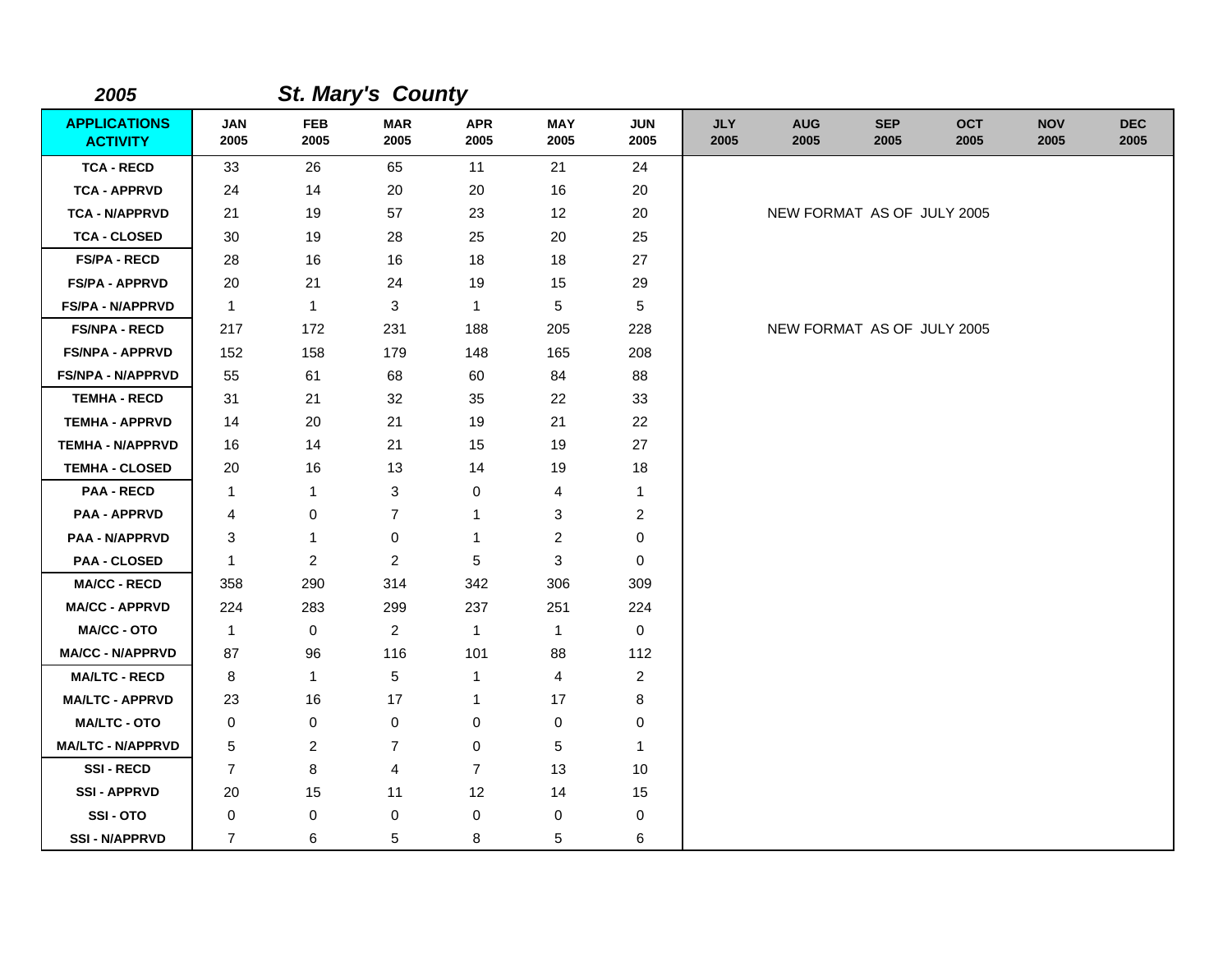**2005** ***St. Mary's County***

| APPLICATIONS ACTIVITY | JAN 2005 | FEB 2005 | MAR 2005 | APR 2005 | MAY 2005 | JUN 2005 | JLY 2005 | AUG 2005 | SEP 2005 | OCT 2005 | NOV 2005 | DEC 2005 |
|---|---|---|---|---|---|---|---|---|---|---|---|---|
| TCA - RECD | 33 | 26 | 65 | 11 | 21 | 24 | | | | | | |
| TCA - APPRVD | 24 | 14 | 20 | 20 | 16 | 20 | | | | | | |
| TCA - N/APPRVD | 21 | 19 | 57 | 23 | 12 | 20 | | NEW FORMAT AS OF JULY 2005 | | | | |
| TCA - CLOSED | 30 | 19 | 28 | 25 | 20 | 25 | | | | | | |
| FS/PA - RECD | 28 | 16 | 16 | 18 | 18 | 27 | | | | | | |
| FS/PA - APPRVD | 20 | 21 | 24 | 19 | 15 | 29 | | | | | | |
| FS/PA - N/APPRVD | 1 | 1 | 3 | 1 | 5 | 5 | | | | | | |
| FS/NPA - RECD | 217 | 172 | 231 | 188 | 205 | 228 | | NEW FORMAT AS OF JULY 2005 | | | | |
| FS/NPA - APPRVD | 152 | 158 | 179 | 148 | 165 | 208 | | | | | | |
| FS/NPA - N/APPRVD | 55 | 61 | 68 | 60 | 84 | 88 | | | | | | |
| TEMHA - RECD | 31 | 21 | 32 | 35 | 22 | 33 | | | | | | |
| TEMHA - APPRVD | 14 | 20 | 21 | 19 | 21 | 22 | | | | | | |
| TEMHA - N/APPRVD | 16 | 14 | 21 | 15 | 19 | 27 | | | | | | |
| TEMHA - CLOSED | 20 | 16 | 13 | 14 | 19 | 18 | | | | | | |
| PAA - RECD | 1 | 1 | 3 | 0 | 4 | 1 | | | | | | |
| PAA - APPRVD | 4 | 0 | 7 | 1 | 3 | 2 | | | | | | |
| PAA - N/APPRVD | 3 | 1 | 0 | 1 | 2 | 0 | | | | | | |
| PAA - CLOSED | 1 | 2 | 2 | 5 | 3 | 0 | | | | | | |
| MA/CC - RECD | 358 | 290 | 314 | 342 | 306 | 309 | | | | | | |
| MA/CC - APPRVD | 224 | 283 | 299 | 237 | 251 | 224 | | | | | | |
| MA/CC - OTO | 1 | 0 | 2 | 1 | 1 | 0 | | | | | | |
| MA/CC - N/APPRVD | 87 | 96 | 116 | 101 | 88 | 112 | | | | | | |
| MA/LTC - RECD | 8 | 1 | 5 | 1 | 4 | 2 | | | | | | |
| MA/LTC - APPRVD | 23 | 16 | 17 | 1 | 17 | 8 | | | | | | |
| MA/LTC - OTO | 0 | 0 | 0 | 0 | 0 | 0 | | | | | | |
| MA/LTC - N/APPRVD | 5 | 2 | 7 | 0 | 5 | 1 | | | | | | |
| SSI - RECD | 7 | 8 | 4 | 7 | 13 | 10 | | | | | | |
| SSI - APPRVD | 20 | 15 | 11 | 12 | 14 | 15 | | | | | | |
| SSI - OTO | 0 | 0 | 0 | 0 | 0 | 0 | | | | | | |
| SSI - N/APPRVD | 7 | 6 | 5 | 8 | 5 | 6 | | | | | | |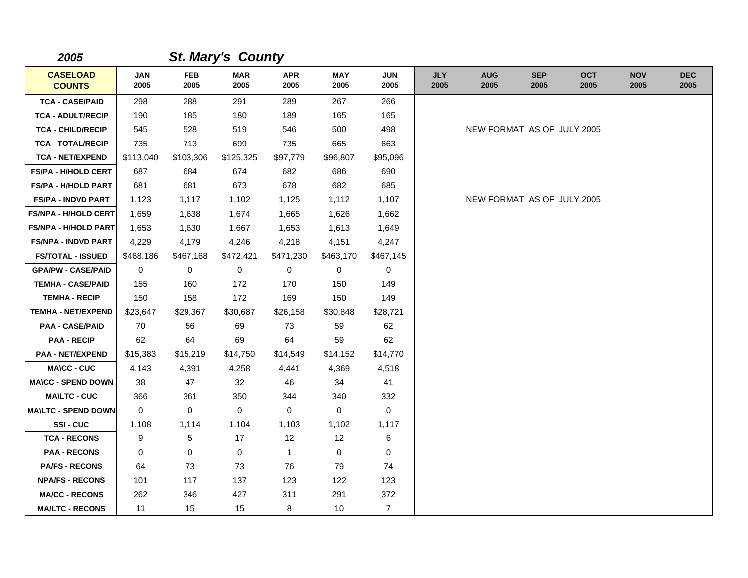*2005* *St. Mary's County*

| CASELOAD COUNTS | JAN 2005 | FEB 2005 | MAR 2005 | APR 2005 | MAY 2005 | JUN 2005 | JLY 2005 | AUG 2005 | SEP 2005 | OCT 2005 | NOV 2005 | DEC 2005 |
|---|---|---|---|---|---|---|---|---|---|---|---|---|
| TCA - CASE/PAID | 298 | 288 | 291 | 289 | 267 | 266 | | | | | | |
| TCA - ADULT/RECIP | 190 | 185 | 180 | 189 | 165 | 165 | | | | | | |
| TCA - CHILD/RECIP | 545 | 528 | 519 | 546 | 500 | 498 | | NEW FORMAT AS OF JULY 2005 | | | | |
| TCA - TOTAL/RECIP | 735 | 713 | 699 | 735 | 665 | 663 | | | | | | |
| TCA - NET/EXPEND | $113,040 | $103,306 | $125,325 | $97,779 | $96,807 | $95,096 | | | | | | |
| FS/PA - H/HOLD CERT | 687 | 684 | 674 | 682 | 686 | 690 | | | | | | |
| FS/PA - H/HOLD PART | 681 | 681 | 673 | 678 | 682 | 685 | | | | | | |
| FS/PA - INDVD PART | 1,123 | 1,117 | 1,102 | 1,125 | 1,112 | 1,107 | | NEW FORMAT AS OF JULY 2005 | | | | |
| FS/NPA - H/HOLD CERT | 1,659 | 1,638 | 1,674 | 1,665 | 1,626 | 1,662 | | | | | | |
| FS/NPA - H/HOLD PART | 1,653 | 1,630 | 1,667 | 1,653 | 1,613 | 1,649 | | | | | | |
| FS/NPA - INDVD PART | 4,229 | 4,179 | 4,246 | 4,218 | 4,151 | 4,247 | | | | | | |
| FS/TOTAL - ISSUED | $468,186 | $467,168 | $472,421 | $471,230 | $463,170 | $467,145 | | | | | | |
| GPA/PW - CASE/PAID | 0 | 0 | 0 | 0 | 0 | 0 | | | | | | |
| TEMHA - CASE/PAID | 155 | 160 | 172 | 170 | 150 | 149 | | | | | | |
| TEMHA - RECIP | 150 | 158 | 172 | 169 | 150 | 149 | | | | | | |
| TEMHA - NET/EXPEND | $23,647 | $29,367 | $30,687 | $26,158 | $30,848 | $28,721 | | | | | | |
| PAA - CASE/PAID | 70 | 56 | 69 | 73 | 59 | 62 | | | | | | |
| PAA - RECIP | 62 | 64 | 69 | 64 | 59 | 62 | | | | | | |
| PAA - NET/EXPEND | $15,383 | $15,219 | $14,750 | $14,549 | $14,152 | $14,770 | | | | | | |
| MA\CC - CUC | 4,143 | 4,391 | 4,258 | 4,441 | 4,369 | 4,518 | | | | | | |
| MA\CC - SPEND DOWN | 38 | 47 | 32 | 46 | 34 | 41 | | | | | | |
| MA\LTC - CUC | 366 | 361 | 350 | 344 | 340 | 332 | | | | | | |
| MA\LTC - SPEND DOWN | 0 | 0 | 0 | 0 | 0 | 0 | | | | | | |
| SSI - CUC | 1,108 | 1,114 | 1,104 | 1,103 | 1,102 | 1,117 | | | | | | |
| TCA - RECONS | 9 | 5 | 17 | 12 | 12 | 6 | | | | | | |
| PAA - RECONS | 0 | 0 | 0 | 1 | 0 | 0 | | | | | | |
| PA/FS - RECONS | 64 | 73 | 73 | 76 | 79 | 74 | | | | | | |
| NPA/FS - RECONS | 101 | 117 | 137 | 123 | 122 | 123 | | | | | | |
| MA/CC - RECONS | 262 | 346 | 427 | 311 | 291 | 372 | | | | | | |
| MA/LTC - RECONS | 11 | 15 | 15 | 8 | 10 | 7 | | | | | | |